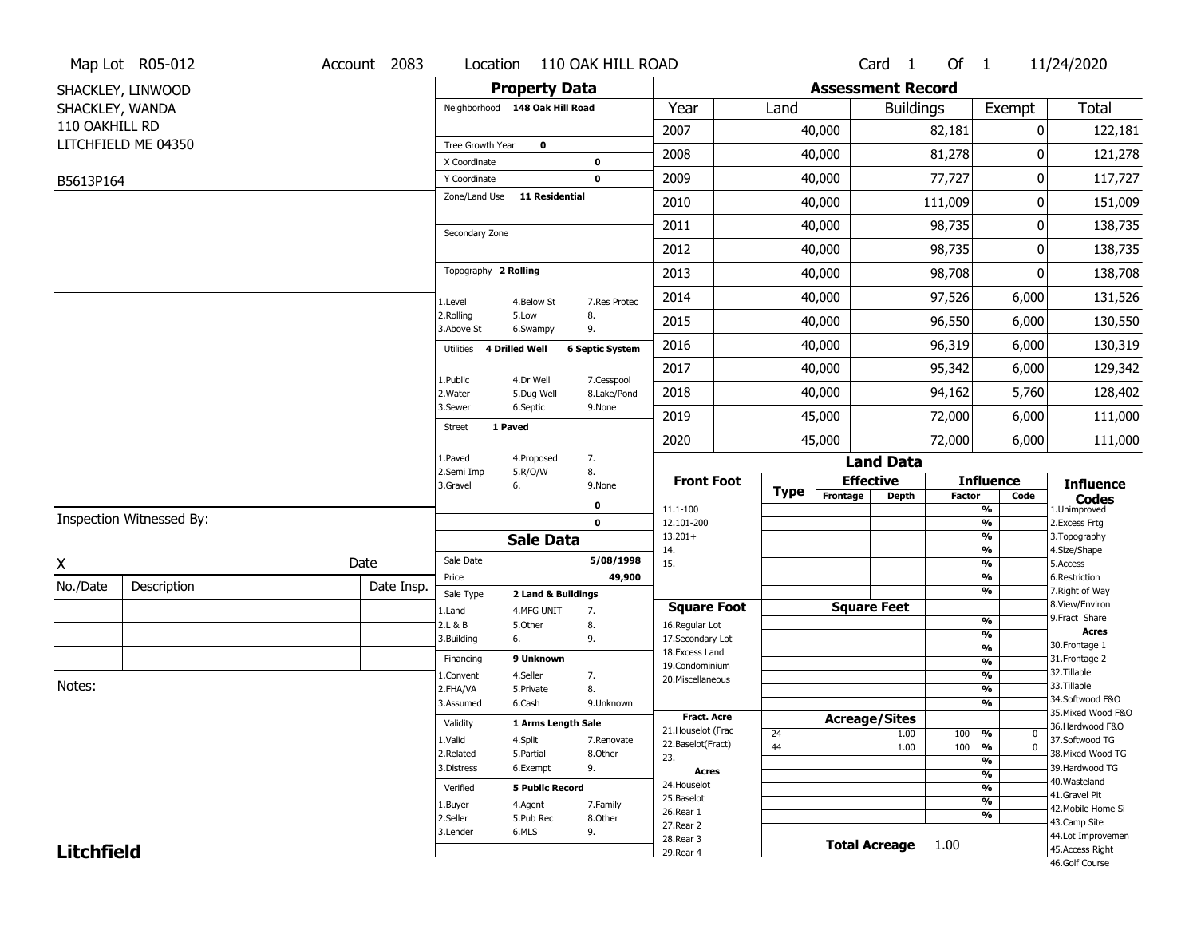Map Lot R05-012 | Account 2083 | Location 110 OAK HILL ROAD | Card 1 Of 1 | 11/24/2020

SHACKLEY, LINWOOD
SHACKLEY, WANDA
110 OAKHILL RD
LITCHFIELD ME 04350

B5613P164

## Property Data

Neighborhood **148 Oak Hill Road**

Tree Growth Year **0**
X Coordinate **0**
Y Coordinate **0**
Zone/Land Use **11 Residential**

Secondary Zone

Topography **2 Rolling**

1.Level 4.Below St 7.Res Protec
2.Rolling 5.Low 8.
3.Above St 6.Swampy 9.

Utilities **4 Drilled Well** **6 Septic System**

1.Public 4.Dr Well 7.Cesspool
2.Water 5.Dug Well 8.Lake/Pond
3.Sewer 6.Septic 9.None

Street **1 Paved**

1.Paved 4.Proposed 7.
2.Semi Imp 5.R/O/W 8.
3.Gravel 6. 9.None

**0**
**0**

## Sale Data

Sale Date **5/08/1998**
Price **49,900**
Sale Type **2 Land & Buildings**

1.Land 4.MFG UNIT 7.
2.L & B 5.Other 8.
3.Building 6. 9.

Financing **9 Unknown**

1.Convent 4.Seller 7.
2.FHA/VA 5.Private 8.
3.Assumed 6.Cash 9.Unknown

Validity **1 Arms Length Sale**

1.Valid 4.Split 7.Renovate
2.Related 5.Partial 8.Other
3.Distress 6.Exempt 9.

Verified **5 Public Record**

1.Buyer 4.Agent 7.Family
2.Seller 5.Pub Rec 8.Other
3.Lender 6.MLS 9.

## Assessment Record

| Year | Land | Buildings | Exempt | Total |
|---|---|---|---|---|
| 2007 | 40,000 | 82,181 | 0 | 122,181 |
| 2008 | 40,000 | 81,278 | 0 | 121,278 |
| 2009 | 40,000 | 77,727 | 0 | 117,727 |
| 2010 | 40,000 | 111,009 | 0 | 151,009 |
| 2011 | 40,000 | 98,735 | 0 | 138,735 |
| 2012 | 40,000 | 98,735 | 0 | 138,735 |
| 2013 | 40,000 | 98,708 | 0 | 138,708 |
| 2014 | 40,000 | 97,526 | 6,000 | 131,526 |
| 2015 | 40,000 | 96,550 | 6,000 | 130,550 |
| 2016 | 40,000 | 96,319 | 6,000 | 130,319 |
| 2017 | 40,000 | 95,342 | 6,000 | 129,342 |
| 2018 | 40,000 | 94,162 | 5,760 | 128,402 |
| 2019 | 45,000 | 72,000 | 6,000 | 111,000 |
| 2020 | 45,000 | 72,000 | 6,000 | 111,000 |

## Land Data

| Front Foot | Type | Effective Frontage | Effective Depth | Influence Factor | Influence Code |
|---|---|---|---|---|---|
| 11.1-100 | | | | % | |
| 12.101-200 | | | | % | |
| 13.201+ | | | | % | |
| 14. | | | | % | |
| 15. | | | | % | |
| | | | | % | |
| | | | | % | |
| **Square Foot** | | **Square Feet** | | | |
| 16.Regular Lot | | | | % | |
| 17.Secondary Lot | | | | % | |
| 18.Excess Land | | | | % | |
| 19.Condominium | | | | % | |
| 20.Miscellaneous | | | | % | |
| | | | | % | |
| | | | | % | |
| **Fract. Acre** | | **Acreage/Sites** | | | |
| 21.Houselot (Frac | 24 | | 1.00 | 100 % | 0 |
| 22.Baselot(Fract) | 44 | | 1.00 | 100 % | 0 |
| 23. | | | | % | |
| **Acres** | | | | % | |
| 24.Houselot | | | | % | |
| 25.Baselot | | | | % | |
| 26.Rear 1 | | | | % | |
| 27.Rear 2 | | | | | |
| 28.Rear 3 | | | | | |
| 29.Rear 4 | | | | | |

**Total Acreage** 1.00

### Influence Codes

1.Unimproved
2.Excess Frtg
3.Topography
4.Size/Shape
5.Access
6.Restriction
7.Right of Way
8.View/Environ
9.Fract Share

**Acres**

30.Frontage 1
31.Frontage 2
32.Tillable
33.Tillable
34.Softwood F&O
35.Mixed Wood F&O
36.Hardwood F&O
37.Softwood TG
38.Mixed Wood TG
39.Hardwood TG
40.Wasteland
41.Gravel Pit
42.Mobile Home Si
43.Camp Site
44.Lot Improvemen
45.Access Right
46.Golf Course

Inspection Witnessed By:

X Date

| No./Date | Description | Date Insp. |
|---|---|---|
| | | |
| | | |
| | | |

Notes:

**Litchfield**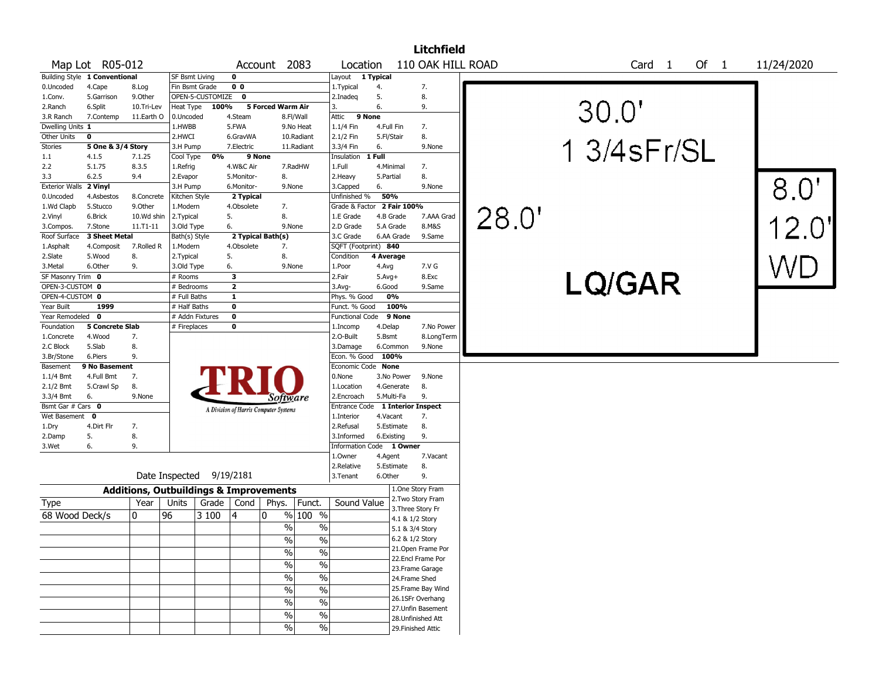# Litchfield

**Map Lot** R05-012 **Account** 2083 **Location** 110 OAK HILL ROAD **Card** 1 **Of** 1 11/24/2020

| Field | Value | Options | | |
|---|---|---|---|---|
| Building Style | 1 Conventional | 0.Uncoded 4.Cape 8.Log | 1.Conv. 5.Garrison 9.Other | 2.Ranch 6.Split 10.Tri-Lev 3.R Ranch 7.Contemp 11.Earth O |
| Dwelling Units | 1 | | | |
| Other Units | 0 | | | |
| Stories | 5 One & 3/4 Story | 1.1 4.1.5 7.1.25 | 2.2 5.1.75 8.3.5 | 3.3 6.2.5 9.4 |
| Exterior Walls | 2 Vinyl | 0.Uncoded 4.Asbestos 8.Concrete | 1.Wd Clapb 5.Stucco 9.Other | 2.Vinyl 6.Brick 10.Wd shin 3.Compos. 7.Stone 11.T1-11 |
| Roof Surface | 3 Sheet Metal | 1.Asphalt 4.Composit 7.Rolled R | 2.Slate 5.Wood 8. | 3.Metal 6.Other 9. |
| SF Masonry Trim | 0 | | | |
| OPEN-3-CUSTOM | 0 | | | |
| OPEN-4-CUSTOM | 0 | | | |
| Year Built | 1999 | | | |
| Year Remodeled | 0 | | | |
| Foundation | 5 Concrete Slab | 1.Concrete 4.Wood 7. | 2.C Block 5.Slab 8. | 3.Br/Stone 6.Piers 9. |
| Basement | 9 No Basement | 1.1/4 Bmt 4.Full Bmt 7. | 2.1/2 Bmt 5.Crawl Sp 8. | 3.3/4 Bmt 6. 9.None |
| Bsmt Gar # Cars | 0 | | | |
| Wet Basement | 0 | 1.Dry 4.Dirt Flr 7. | 2.Damp 5. 8. | 3.Wet 6. 9. |

| Field | Value | Options | | |
|---|---|---|---|---|
| SF Bsmt Living | 0 | | | |
| Fin Bsmt Grade | 0 0 | | | |
| OPEN-5-CUSTOMIZE | 0 | | | |
| Heat Type | 100% 5 Forced Warm Air | 0.Uncoded 4.Steam 8.Fl/Wall | 1.HWBB 5.FWA 9.No Heat | 2.HWCI 6.GravWA 10.Radiant 3.H Pump 7.Electric 11.Radiant |
| Cool Type | 0% 9 None | 1.Refrig 4.W&C Air 7.RadHW | 2.Evapor 5.Monitor- 8. | 3.H Pump 6.Monitor- 9.None |
| Kitchen Style | 2 Typical | 1.Modern 4.Obsolete 7. | 2.Typical 5. 8. | 3.Old Type 6. 9.None |
| Bath(s) Style | 2 Typical Bath(s) | 1.Modern 4.Obsolete 7. | 2.Typical 5. 8. | 3.Old Type 6. 9.None |
| # Rooms | 3 | | | |
| # Bedrooms | 2 | | | |
| # Full Baths | 1 | | | |
| # Half Baths | 0 | | | |
| # Addn Fixtures | 0 | | | |
| # Fireplaces | 0 | | | |

| Field | Value | Options | | |
|---|---|---|---|---|
| Layout | 1 Typical | 1.Typical 4. 7. | 2.Inadeq 5. 8. | 3. 6. 9. |
| Attic | 9 None | 1.1/4 Fin 4.Full Fin 7. | 2.1/2 Fin 5.Fl/Stair 8. | 3.3/4 Fin 6. 9.None |
| Insulation | 1 Full | 1.Full 4.Minimal 7. | 2.Heavy 5.Partial 8. | 3.Capped 6. 9.None |
| Unfinished % | 50% | | | |
| Grade & Factor | 2 Fair 100% | 1.E Grade 4.B Grade 7.AAA Grad | 2.D Grade 5.A Grade 8.M&S | 3.C Grade 6.AA Grade 9.Same |
| SQFT (Footprint) | 840 | | | |
| Condition | 4 Average | 1.Poor 4.Avg 7.V G | 2.Fair 5.Avg+ 8.Exc | 3.Avg- 6.Good 9.Same |
| Phys. % Good | 0% | | | |
| Funct. % Good | 100% | | | |
| Functional Code | 9 None | 1.Incomp 4.Delap 7.No Power | 2.O-Built 5.Bsmt 8.LongTerm | 3.Damage 6.Common 9.None |
| Econ. % Good | 100% | | | |
| Economic Code | None | 0.None 3.No Power 9.None | 1.Location 4.Generate 8. | 2.Encroach 5.Multi-Fa 9. |
| Entrance Code | 1 Interior Inspect | 1.Interior 4.Vacant 7. | 2.Refusal 5.Estimate 8. | 3.Informed 6.Existing 9. |
| Information Code | 1 Owner | 1.Owner 4.Agent 7.Vacant | 2.Relative 5.Estimate 8. | 3.Tenant 6.Other 9. |

Date Inspected 9/19/2181

Sketch: 30.0' x 28.0' 1 3/4sFr/SL LQ/GAR; 8.0' x 12.0' WD

## Additions, Outbuildings & Improvements

| Type | Year | Units | Grade | Cond | Phys. | Funct. | Sound Value |
|---|---|---|---|---|---|---|---|
| 68 Wood Deck/s | 0 | 96 | 3 100 | 4 | 0 % | 100 % | |
| | | | | | % | % | |
| | | | | | % | % | |
| | | | | | % | % | |
| | | | | | % | % | |
| | | | | | % | % | |
| | | | | | % | % | |
| | | | | | % | % | |
| | | | | | % | % | |
| | | | | | % | % | |

1.One Story Fram
2.Two Story Fram
3.Three Story Fr
4.1 & 1/2 Story
5.1 & 3/4 Story
6.2 & 1/2 Story
21.Open Frame Por
22.Encl Frame Por
23.Frame Garage
24.Frame Shed
25.Frame Bay Wind
26.1SFr Overhang
27.Unfin Basement
28.Unfinished Att
29.Finished Attic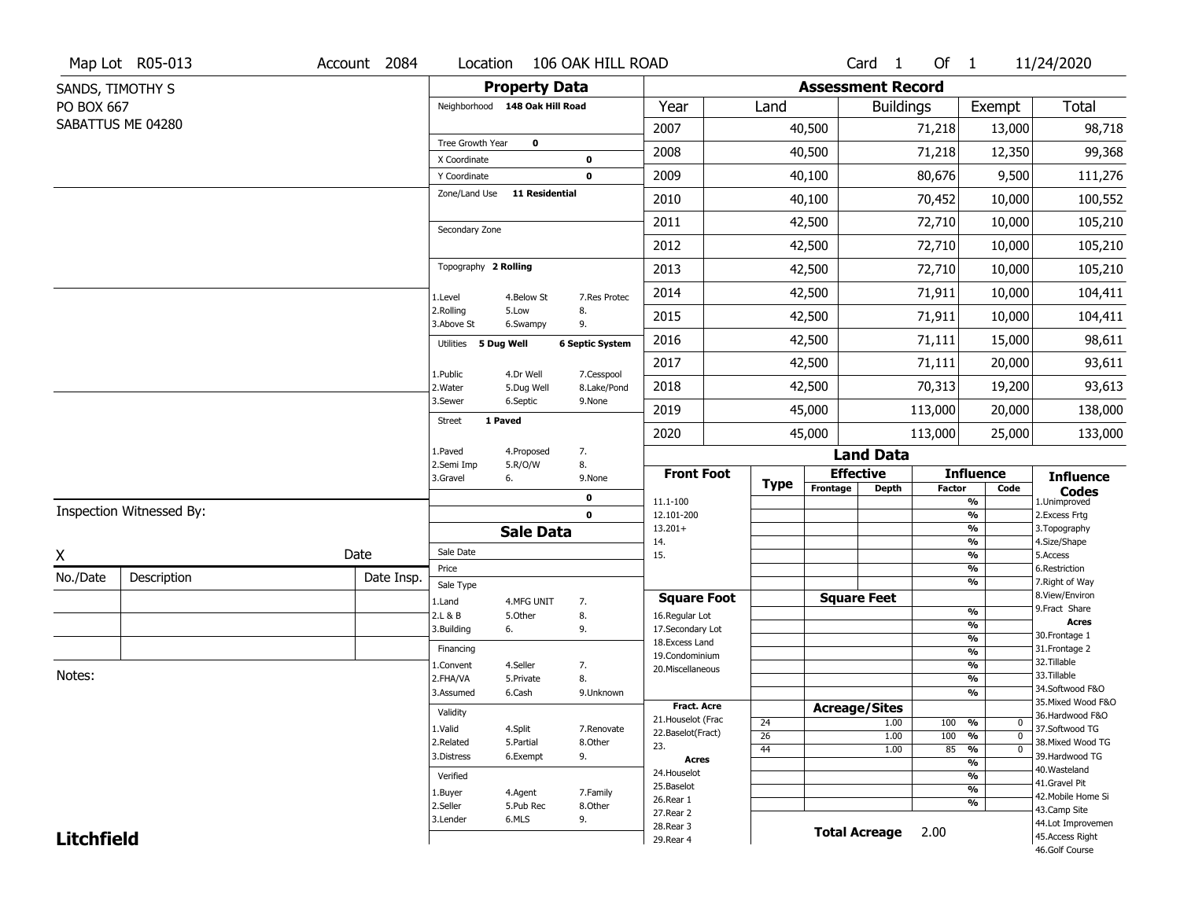Map Lot R05-013 | Account 2084 | Location 106 OAK HILL ROAD | Card 1 Of 1 | 11/24/2020

SANDS, TIMOTHY S
PO BOX 667
SABATTUS ME 04280

## Property Data

Neighborhood **148 Oak Hill Road**

Tree Growth Year **0**
X Coordinate **0**
Y Coordinate **0**
Zone/Land Use **11 Residential**

Secondary Zone

Topography **2 Rolling**

1.Level 4.Below St 7.Res Protec
2.Rolling 5.Low 8.
3.Above St 6.Swampy 9.

Utilities **5 Dug Well** **6 Septic System**

1.Public 4.Dr Well 7.Cesspool
2.Water 5.Dug Well 8.Lake/Pond
3.Sewer 6.Septic 9.None

Street **1 Paved**

1.Paved 4.Proposed 7.
2.Semi Imp 5.R/O/W 8.
3.Gravel 6. 9.None

**0**
**0**

## Assessment Record

| Year | Land | Buildings | Exempt | Total |
|---|---|---|---|---|
| 2007 | 40,500 | 71,218 | 13,000 | 98,718 |
| 2008 | 40,500 | 71,218 | 12,350 | 99,368 |
| 2009 | 40,100 | 80,676 | 9,500 | 111,276 |
| 2010 | 40,100 | 70,452 | 10,000 | 100,552 |
| 2011 | 42,500 | 72,710 | 10,000 | 105,210 |
| 2012 | 42,500 | 72,710 | 10,000 | 105,210 |
| 2013 | 42,500 | 72,710 | 10,000 | 105,210 |
| 2014 | 42,500 | 71,911 | 10,000 | 104,411 |
| 2015 | 42,500 | 71,911 | 10,000 | 104,411 |
| 2016 | 42,500 | 71,111 | 15,000 | 98,611 |
| 2017 | 42,500 | 71,111 | 20,000 | 93,611 |
| 2018 | 42,500 | 70,313 | 19,200 | 93,613 |
| 2019 | 45,000 | 113,000 | 20,000 | 138,000 |
| 2020 | 45,000 | 113,000 | 25,000 | 133,000 |

## Land Data

| Type | Effective Frontage | Effective Depth | Influence Factor | Influence Code |
|---|---|---|---|---|
| 24 | | 1.00 | 100 % | 0 |
| 26 | | 1.00 | 100 % | 0 |
| 44 | | 1.00 | 85 % | 0 |

Front Foot: 11.1-100, 12.101-200, 13.201+, 14., 15.

Square Foot: 16.Regular Lot, 17.Secondary Lot, 18.Excess Land, 19.Condominium, 20.Miscellaneous

Fract. Acre: 21.Houselot (Frac, 22.Baselot(Fract), 23.

Acres: 24.Houselot, 25.Baselot, 26.Rear 1, 27.Rear 2, 28.Rear 3, 29.Rear 4

**Total Acreage** 2.00

**Influence Codes**
1.Unimproved
2.Excess Frtg
3.Topography
4.Size/Shape
5.Access
6.Restriction
7.Right of Way
8.View/Environ
9.Fract Share
**Acres**
30.Frontage 1
31.Frontage 2
32.Tillable
33.Tillable
34.Softwood F&O
35.Mixed Wood F&O
36.Hardwood F&O
37.Softwood TG
38.Mixed Wood TG
39.Hardwood TG
40.Wasteland
41.Gravel Pit
42.Mobile Home Si
43.Camp Site
44.Lot Improvemen
45.Access Right
46.Golf Course

## Sale Data

Sale Date
Price
Sale Type
1.Land 4.MFG UNIT 7.
2.L & B 5.Other 8.
3.Building 6. 9.

Financing
1.Convent 4.Seller 7.
2.FHA/VA 5.Private 8.
3.Assumed 6.Cash 9.Unknown

Validity
1.Valid 4.Split 7.Renovate
2.Related 5.Partial 8.Other
3.Distress 6.Exempt 9.

Verified
1.Buyer 4.Agent 7.Family
2.Seller 5.Pub Rec 8.Other
3.Lender 6.MLS 9.

Inspection Witnessed By:

X Date

| No./Date | Description | Date Insp. |
|---|---|---|
| | | |
| | | |
| | | |

Notes:

**Litchfield**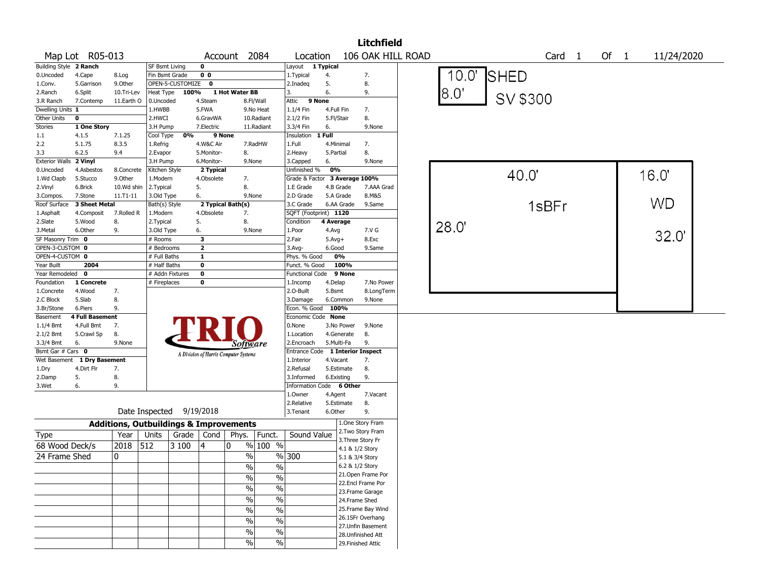**Litchfield**

Map Lot R05-013 | Account 2084 | Location 106 OAK HILL ROAD | Card 1 Of 1 | 11/24/2020

| Building Style **2 Ranch** | | | SF Bsmt Living **0** | | | Layout **1 Typical** | | |
|---|---|---|---|---|---|---|---|---|
| 0.Uncoded | 4.Cape | 8.Log | Fin Bsmt Grade **0 0** | | | 1.Typical | 4. | 7. |
| 1.Conv. | 5.Garrison | 9.Other | OPEN-5-CUSTOMIZE **0** | | | 2.Inadeq | 5. | 8. |
| 2.Ranch | 6.Split | 10.Tri-Lev | Heat Type **100%** **1 Hot Water BB** | | | 3. | 6. | 9. |
| 3.R Ranch | 7.Contemp | 11.Earth O | 0.Uncoded | 4.Steam | 8.Fl/Wall | Attic **9 None** | | |
| Dwelling Units **1** | | | 1.HWBB | 5.FWA | 9.No Heat | 1.1/4 Fin | 4.Full Fin | 7. |
| Other Units **0** | | | 2.HWCI | 6.GravWA | 10.Radiant | 2.1/2 Fin | 5.Fl/Stair | 8. |
| Stories **1 One Story** | | | 3.H Pump | 7.Electric | 11.Radiant | 3.3/4 Fin | 6. | 9.None |
| 1.1 | 4.1.5 | 7.1.25 | Cool Type **0%** **9 None** | | | Insulation **1 Full** | | |
| 2.2 | 5.1.75 | 8.3.5 | 1.Refrig | 4.W&C Air | 7.RadHW | 1.Full | 4.Minimal | 7. |
| 3.3 | 6.2.5 | 9.4 | 2.Evapor | 5.Monitor- | 8. | 2.Heavy | 5.Partial | 8. |
| Exterior Walls **2 Vinyl** | | | 3.H Pump | 6.Monitor- | 9.None | 3.Capped | 6. | 9.None |
| 0.Uncoded | 4.Asbestos | 8.Concrete | Kitchen Style **2 Typical** | | | Unfinished % **0%** | | |
| 1.Wd Clapb | 5.Stucco | 9.Other | 1.Modern | 4.Obsolete | 7. | Grade & Factor **3 Average 100%** | | |
| 2.Vinyl | 6.Brick | 10.Wd shin | 2.Typical | 5. | 8. | 1.E Grade | 4.B Grade | 7.AAA Grad |
| 3.Compos. | 7.Stone | 11.T1-11 | 3.Old Type | 6. | 9.None | 2.D Grade | 5.A Grade | 8.M&S |
| Roof Surface **3 Sheet Metal** | | | Bath(s) Style **2 Typical Bath(s)** | | | 3.C Grade | 6.AA Grade | 9.Same |
| 1.Asphalt | 4.Composit | 7.Rolled R | 1.Modern | 4.Obsolete | 7. | SQFT (Footprint) **1120** | | |
| 2.Slate | 5.Wood | 8. | 2.Typical | 5. | 8. | Condition **4 Average** | | |
| 3.Metal | 6.Other | 9. | 3.Old Type | 6. | 9.None | 1.Poor | 4.Avg | 7.V G |
| SF Masonry Trim **0** | | | # Rooms **3** | | | 2.Fair | 5.Avg+ | 8.Exc |
| OPEN-3-CUSTOM **0** | | | # Bedrooms **2** | | | 3.Avg- | 6.Good | 9.Same |
| OPEN-4-CUSTOM **0** | | | # Full Baths **1** | | | Phys. % Good **0%** | | |
| Year Built **2004** | | | # Half Baths **0** | | | Funct. % Good **100%** | | |
| Year Remodeled **0** | | | # Addn Fixtures **0** | | | Functional Code **9 None** | | |
| Foundation **1 Concrete** | | | # Fireplaces **0** | | | 1.Incomp | 4.Delap | 7.No Power |
| 1.Concrete | 4.Wood | 7. | | | | 2.O-Built | 5.Bsmt | 8.LongTerm |
| 2.C Block | 5.Slab | 8. | | | | 3.Damage | 6.Common | 9.None |
| 3.Br/Stone | 6.Piers | 9. | | | | Econ. % Good **100%** | | |
| Basement **4 Full Basement** | | | | | | Economic Code **None** | | |
| 1.1/4 Bmt | 4.Full Bmt | 7. | | | | 0.None | 3.No Power | 9.None |
| 2.1/2 Bmt | 5.Crawl Sp | 8. | | | | 1.Location | 4.Generate | 8. |
| 3.3/4 Bmt | 6. | 9.None | | | | 2.Encroach | 5.Multi-Fa | 9. |
| Bsmt Gar # Cars **0** | | | | | | Entrance Code **1 Interior Inspect** | | |
| Wet Basement **1 Dry Basement** | | | | | | 1.Interior | 4.Vacant | 7. |
| 1.Dry | 4.Dirt Flr | 7. | | | | 2.Refusal | 5.Estimate | 8. |
| 2.Damp | 5. | 8. | | | | 3.Informed | 6.Existing | 9. |
| 3.Wet | 6. | 9. | | | | Information Code **6 Other** | | |
| | | | | | | 1.Owner | 4.Agent | 7.Vacant |
| | | | | | | 2.Relative | 5.Estimate | 8. |
| | | | | | | 3.Tenant | 6.Other | 9. |

TRIO Software — A Division of Harris Computer Systems

Date Inspected 9/19/2018

## Additions, Outbuildings & Improvements

| Type | Year | Units | Grade | Cond | Phys. | Funct. | Sound Value |
|---|---|---|---|---|---|---|---|
| 68 Wood Deck/s | 2018 | 512 | 3 100 | 4 | 0 % | 100 % | |
| 24 Frame Shed | 0 | | | | % | % | 300 |
| | | | | | % | % | |
| | | | | | % | % | |
| | | | | | % | % | |
| | | | | | % | % | |
| | | | | | % | % | |
| | | | | | % | % | |
| | | | | | % | % | |

1.One Story Fram
2.Two Story Fram
3.Three Story Fr
4.1 & 1/2 Story
5.1 & 3/4 Story
6.2 & 1/2 Story
21.Open Frame Por
22.Encl Frame Por
23.Frame Garage
24.Frame Shed
25.Frame Bay Wind
26.1SFr Overhang
27.Unfin Basement
28.Unfinished Att
29.Finished Attic

Sketch: SHED 10.0' x 8.0' — SV $300; 1sBFr 40.0' x 28.0'; WD 16.0' x 32.0'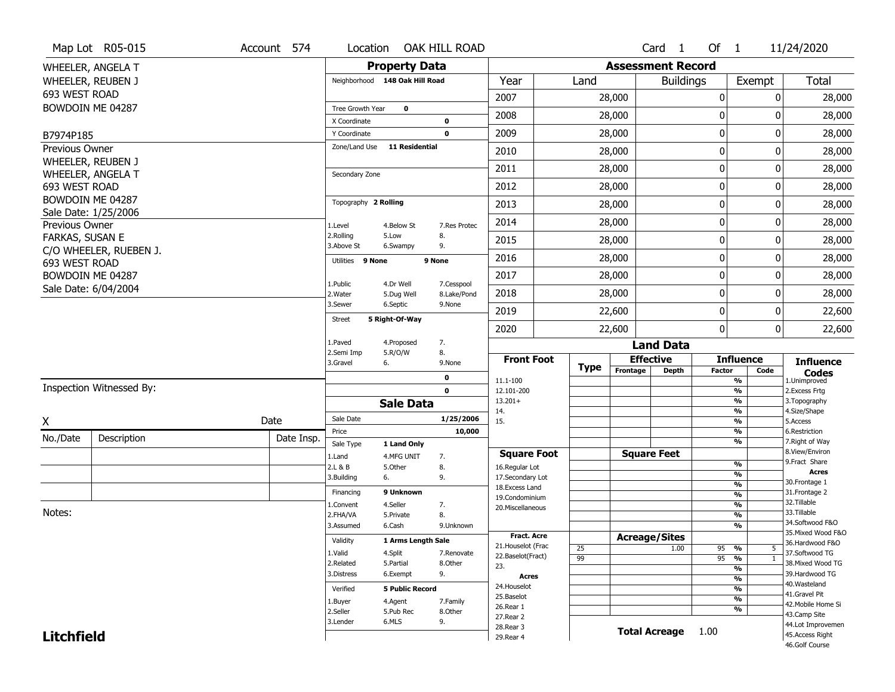Map Lot R05-015 | Account 574 | Location OAK HILL ROAD | Card 1 Of 1 | 11/24/2020

WHEELER, ANGELA T
WHEELER, REUBEN J
693 WEST ROAD
BOWDOIN ME 04287

B7974P185

Previous Owner
WHEELER, REUBEN J
WHEELER, ANGELA T
693 WEST ROAD
BOWDOIN ME 04287
Sale Date: 1/25/2006

Previous Owner
FARKAS, SUSAN E
C/O WHEELER, RUEBEN J.
693 WEST ROAD
BOWDOIN ME 04287
Sale Date: 6/04/2004

Inspection Witnessed By:

X Date

| No./Date | Description | Date Insp. |
|---|---|---|
| | | |
| | | |
| | | |

Notes:

**Litchfield**

## Property Data

Neighborhood 148 Oak Hill Road

Tree Growth Year 0
X Coordinate 0
Y Coordinate 0
Zone/Land Use 11 Residential

Secondary Zone

Topography 2 Rolling
1.Level 4.Below St 7.Res Protec
2.Rolling 5.Low 8.
3.Above St 6.Swampy 9.

Utilities 9 None 9 None
1.Public 4.Dr Well 7.Cesspool
2.Water 5.Dug Well 8.Lake/Pond
3.Sewer 6.Septic 9.None

Street 5 Right-Of-Way
1.Paved 4.Proposed 7.
2.Semi Imp 5.R/O/W 8.
3.Gravel 6. 9.None

0
0

## Sale Data

Sale Date 1/25/2006
Price 10,000
Sale Type 1 Land Only
1.Land 4.MFG UNIT 7.
2.L & B 5.Other 8.
3.Building 6. 9.

Financing 9 Unknown
1.Convent 4.Seller 7.
2.FHA/VA 5.Private 8.
3.Assumed 6.Cash 9.Unknown

Validity 1 Arms Length Sale
1.Valid 4.Split 7.Renovate
2.Related 5.Partial 8.Other
3.Distress 6.Exempt 9.

Verified 5 Public Record
1.Buyer 4.Agent 7.Family
2.Seller 5.Pub Rec 8.Other
3.Lender 6.MLS 9.

## Assessment Record

| Year | Land | Buildings | Exempt | Total |
|---|---|---|---|---|
| 2007 | 28,000 | 0 | 0 | 28,000 |
| 2008 | 28,000 | 0 | 0 | 28,000 |
| 2009 | 28,000 | 0 | 0 | 28,000 |
| 2010 | 28,000 | 0 | 0 | 28,000 |
| 2011 | 28,000 | 0 | 0 | 28,000 |
| 2012 | 28,000 | 0 | 0 | 28,000 |
| 2013 | 28,000 | 0 | 0 | 28,000 |
| 2014 | 28,000 | 0 | 0 | 28,000 |
| 2015 | 28,000 | 0 | 0 | 28,000 |
| 2016 | 28,000 | 0 | 0 | 28,000 |
| 2017 | 28,000 | 0 | 0 | 28,000 |
| 2018 | 28,000 | 0 | 0 | 28,000 |
| 2019 | 22,600 | 0 | 0 | 22,600 |
| 2020 | 22,600 | 0 | 0 | 22,600 |

## Land Data

| Front Foot | Type | Effective Frontage | Effective Depth | Influence Factor | Influence Code |
|---|---|---|---|---|---|
| 11.1-100 | | | | % | |
| 12.101-200 | | | | % | |
| 13.201+ | | | | % | |
| 14. | | | | % | |
| 15. | | | | % | |
| | | | | % | |
| | | | | % | |
| **Square Foot** | | **Square Feet** | | | |
| 16.Regular Lot | | | | % | |
| 17.Secondary Lot | | | | % | |
| 18.Excess Land | | | | % | |
| 19.Condominium | | | | % | |
| 20.Miscellaneous | | | | % | |
| | | | | % | |
| | | | | % | |
| **Fract. Acre** | | **Acreage/Sites** | | | |
| 21.Houselot (Frac | 25 | | 1.00 | 95 % | 5 |
| 22.Baselot(Fract) | 99 | | | 95 % | 1 |
| 23. | | | | % | |
| **Acres** | | | | % | |
| 24.Houselot | | | | % | |
| 25.Baselot | | | | % | |
| 26.Rear 1 | | | | % | |
| 27.Rear 2 | | | | | |
| 28.Rear 3 | | | | | |
| 29.Rear 4 | | | | | |

**Total Acreage** 1.00

**Influence Codes**
1.Unimproved
2.Excess Frtg
3.Topography
4.Size/Shape
5.Access
6.Restriction
7.Right of Way
8.View/Environ
9.Fract Share

**Acres**
30.Frontage 1
31.Frontage 2
32.Tillable
33.Tillable
34.Softwood F&O
35.Mixed Wood F&O
36.Hardwood F&O
37.Softwood TG
38.Mixed Wood TG
39.Hardwood TG
40.Wasteland
41.Gravel Pit
42.Mobile Home Si
43.Camp Site
44.Lot Improvemen
45.Access Right
46.Golf Course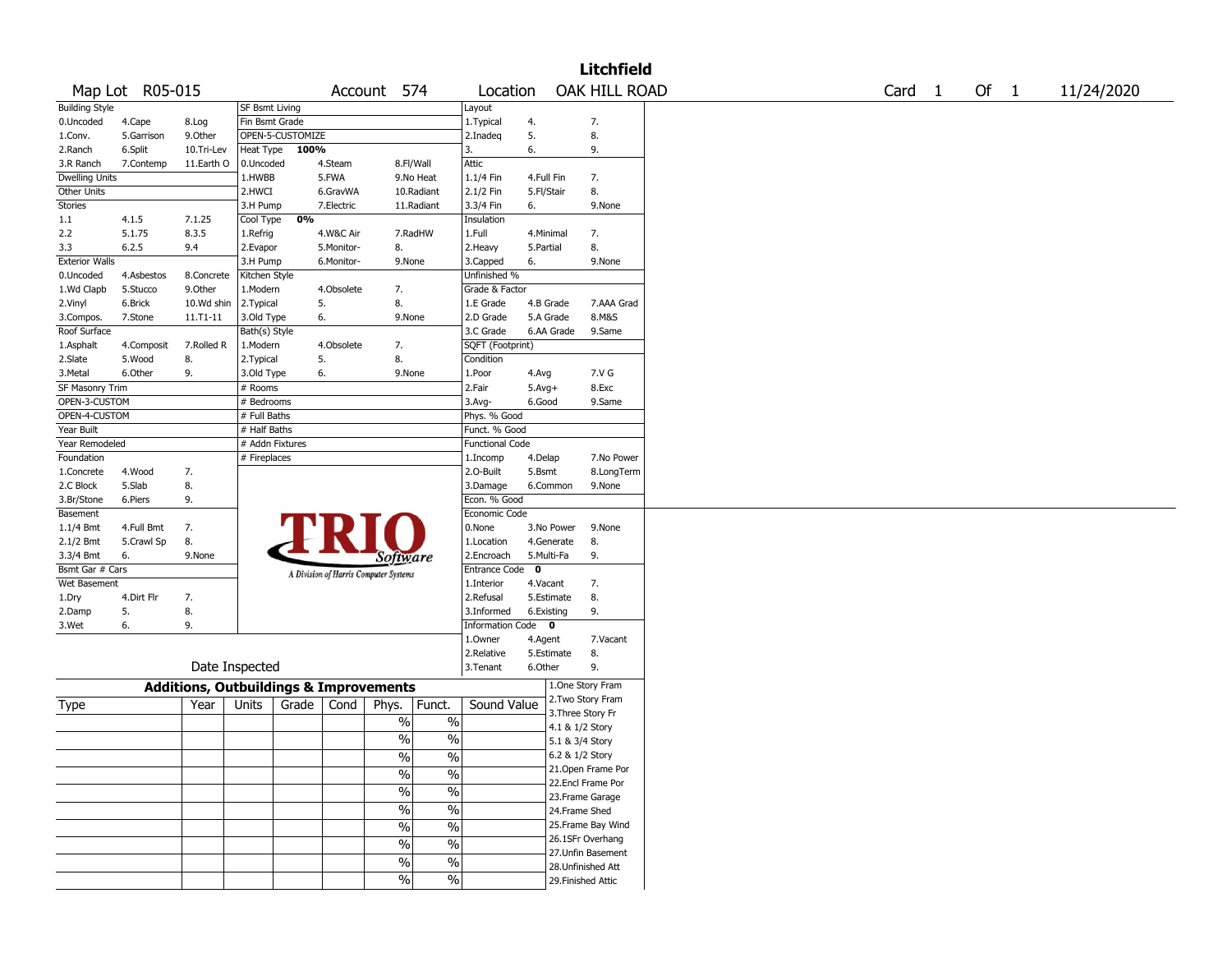# Litchfield

Map Lot R05-015 | Account 574 | Location OAK HILL ROAD | Card 1 Of 1 | 11/24/2020

| Building Style | | | SF Bsmt Living | | | Layout | | |
|---|---|---|---|---|---|---|---|---|
| 0.Uncoded | 4.Cape | 8.Log | Fin Bsmt Grade | | | 1.Typical | 4. | 7. |
| 1.Conv. | 5.Garrison | 9.Other | OPEN-5-CUSTOMIZE | | | 2.Inadeq | 5. | 8. |
| 2.Ranch | 6.Split | 10.Tri-Lev | Heat Type 100% | | | 3. | 6. | 9. |
| 3.R Ranch | 7.Contemp | 11.Earth O | 0.Uncoded | 4.Steam | 8.Fl/Wall | Attic | | |
| Dwelling Units | | | 1.HWBB | 5.FWA | 9.No Heat | 1.1/4 Fin | 4.Full Fin | 7. |
| Other Units | | | 2.HWCI | 6.GravWA | 10.Radiant | 2.1/2 Fin | 5.Fl/Stair | 8. |
| Stories | | | 3.H Pump | 7.Electric | 11.Radiant | 3.3/4 Fin | 6. | 9.None |
| 1.1 | 4.1.5 | 7.1.25 | Cool Type 0% | | | Insulation | | |
| 2.2 | 5.1.75 | 8.3.5 | 1.Refrig | 4.W&C Air | 7.RadHW | 1.Full | 4.Minimal | 7. |
| 3.3 | 6.2.5 | 9.4 | 2.Evapor | 5.Monitor- | 8. | 2.Heavy | 5.Partial | 8. |
| Exterior Walls | | | 3.H Pump | 6.Monitor- | 9.None | 3.Capped | 6. | 9.None |
| 0.Uncoded | 4.Asbestos | 8.Concrete | Kitchen Style | | | Unfinished % | | |
| 1.Wd Clapb | 5.Stucco | 9.Other | 1.Modern | 4.Obsolete | 7. | Grade & Factor | | |
| 2.Vinyl | 6.Brick | 10.Wd shin | 2.Typical | 5. | 8. | 1.E Grade | 4.B Grade | 7.AAA Grad |
| 3.Compos. | 7.Stone | 11.T1-11 | 3.Old Type | 6. | 9.None | 2.D Grade | 5.A Grade | 8.M&S |
| Roof Surface | | | Bath(s) Style | | | 3.C Grade | 6.AA Grade | 9.Same |
| 1.Asphalt | 4.Composit | 7.Rolled R | 1.Modern | 4.Obsolete | 7. | SQFT (Footprint) | | |
| 2.Slate | 5.Wood | 8. | 2.Typical | 5. | 8. | Condition | | |
| 3.Metal | 6.Other | 9. | 3.Old Type | 6. | 9.None | 1.Poor | 4.Avg | 7.V G |
| SF Masonry Trim | | | # Rooms | | | 2.Fair | 5.Avg+ | 8.Exc |
| OPEN-3-CUSTOM | | | # Bedrooms | | | 3.Avg- | 6.Good | 9.Same |
| OPEN-4-CUSTOM | | | # Full Baths | | | Phys. % Good | | |
| Year Built | | | # Half Baths | | | Funct. % Good | | |
| Year Remodeled | | | # Addn Fixtures | | | Functional Code | | |
| Foundation | | | # Fireplaces | | | 1.Incomp | 4.Delap | 7.No Power |
| 1.Concrete | 4.Wood | 7. | | | | 2.O-Built | 5.Bsmt | 8.LongTerm |
| 2.C Block | 5.Slab | 8. | | | | 3.Damage | 6.Common | 9.None |
| 3.Br/Stone | 6.Piers | 9. | | | | Econ. % Good | | |
| Basement | | | | | | Economic Code | | |
| 1.1/4 Bmt | 4.Full Bmt | 7. | | | | 0.None | 3.No Power | 9.None |
| 2.1/2 Bmt | 5.Crawl Sp | 8. | | | | 1.Location | 4.Generate | 8. |
| 3.3/4 Bmt | 6. | 9.None | | | | 2.Encroach | 5.Multi-Fa | 9. |
| Bsmt Gar # Cars | | | | | | Entrance Code 0 | | |
| Wet Basement | | | | | | 1.Interior | 4.Vacant | 7. |
| 1.Dry | 4.Dirt Flr | 7. | | | | 2.Refusal | 5.Estimate | 8. |
| 2.Damp | 5. | 8. | | | | 3.Informed | 6.Existing | 9. |
| 3.Wet | 6. | 9. | | | | Information Code 0 | | |
| | | | | | | 1.Owner | 4.Agent | 7.Vacant |
| | | | | | | 2.Relative | 5.Estimate | 8. |
| | | | Date Inspected | | | 3.Tenant | 6.Other | 9. |

TRIO Software — A Division of Harris Computer Systems

## Additions, Outbuildings & Improvements

| Type | Year | Units | Grade | Cond | Phys. | Funct. | Sound Value |
|---|---|---|---|---|---|---|---|
| | | | | | % | % | |
| | | | | | % | % | |
| | | | | | % | % | |
| | | | | | % | % | |
| | | | | | % | % | |
| | | | | | % | % | |
| | | | | | % | % | |
| | | | | | % | % | |
| | | | | | % | % | |
| | | | | | % | % | |

1.One Story Fram
2.Two Story Fram
3.Three Story Fr
4.1 & 1/2 Story
5.1 & 3/4 Story
6.2 & 1/2 Story
21.Open Frame Por
22.Encl Frame Por
23.Frame Garage
24.Frame Shed
25.Frame Bay Wind
26.1SFr Overhang
27.Unfin Basement
28.Unfinished Att
29.Finished Attic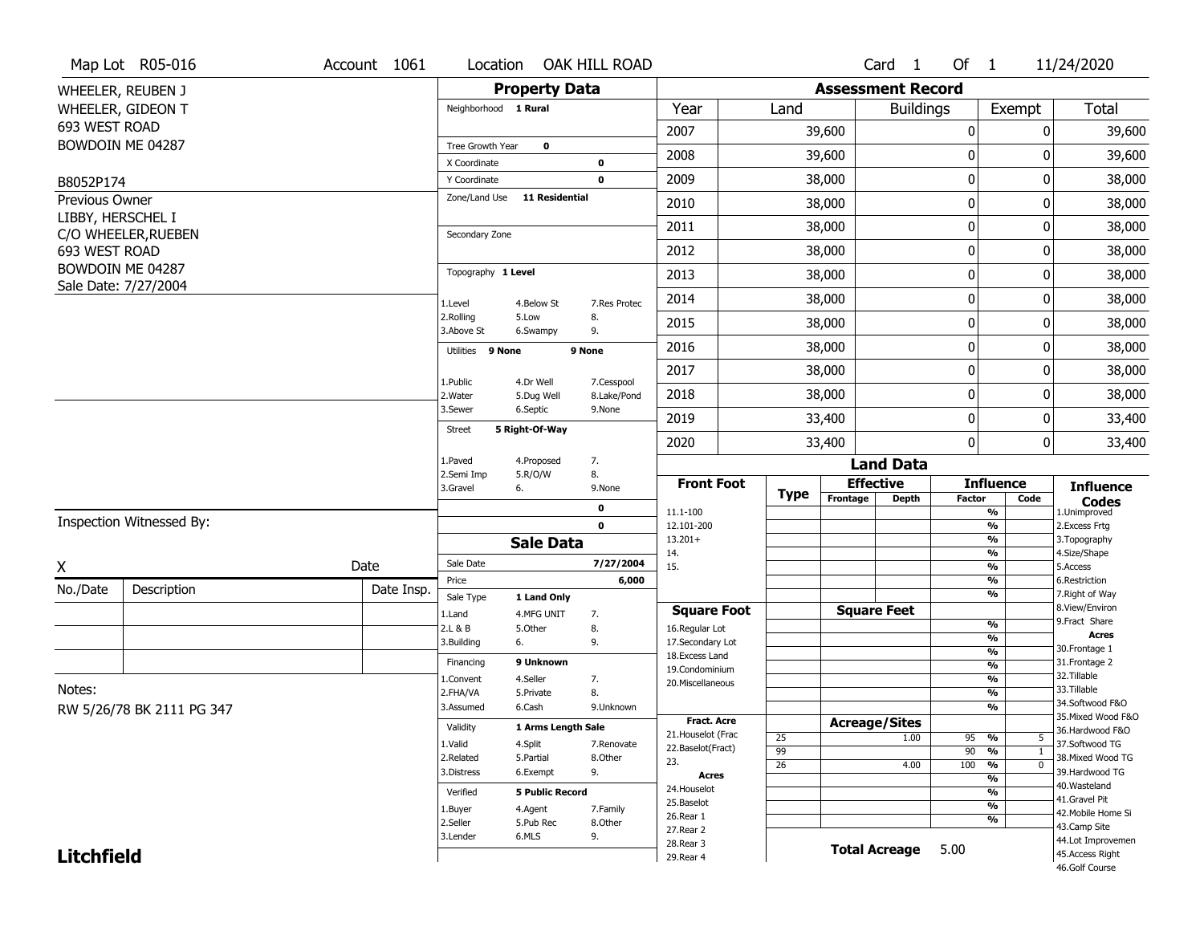Map Lot R05-016 | Account 1061 | Location OAK HILL ROAD | Card 1 Of 1 | 11/24/2020

WHEELER, REUBEN J
WHEELER, GIDEON T
693 WEST ROAD
BOWDOIN ME 04287

B8052P174

Previous Owner
LIBBY, HERSCHEL I
C/O WHEELER,RUEBEN
693 WEST ROAD
BOWDOIN ME 04287
Sale Date: 7/27/2004

## Property Data

- Neighborhood: 1 Rural
- Tree Growth Year: 0
- X Coordinate: 0
- Y Coordinate: 0
- Zone/Land Use: 11 Residential
- Secondary Zone:
- Topography: 1 Level
  - 1.Level 4.Below St 7.Res Protec
  - 2.Rolling 5.Low 8.
  - 3.Above St 6.Swampy 9.
- Utilities: 9 None 9 None
  - 1.Public 4.Dr Well 7.Cesspool
  - 2.Water 5.Dug Well 8.Lake/Pond
  - 3.Sewer 6.Septic 9.None
- Street: 5 Right-Of-Way
  - 1.Paved 4.Proposed 7.
  - 2.Semi Imp 5.R/O/W 8.
  - 3.Gravel 6. 9.None
- 0
- 0

## Sale Data

- Sale Date: 7/27/2004
- Price: 6,000
- Sale Type: 1 Land Only
  - 1.Land 4.MFG UNIT 7.
  - 2.L & B 5.Other 8.
  - 3.Building 6. 9.
- Financing: 9 Unknown
  - 1.Convent 4.Seller 7.
  - 2.FHA/VA 5.Private 8.
  - 3.Assumed 6.Cash 9.Unknown
- Validity: 1 Arms Length Sale
  - 1.Valid 4.Split 7.Renovate
  - 2.Related 5.Partial 8.Other
  - 3.Distress 6.Exempt 9.
- Verified: 5 Public Record
  - 1.Buyer 4.Agent 7.Family
  - 2.Seller 5.Pub Rec 8.Other
  - 3.Lender 6.MLS 9.

## Assessment Record

| Year | Land | Buildings | Exempt | Total |
|---|---|---|---|---|
| 2007 | 39,600 | 0 | 0 | 39,600 |
| 2008 | 39,600 | 0 | 0 | 39,600 |
| 2009 | 38,000 | 0 | 0 | 38,000 |
| 2010 | 38,000 | 0 | 0 | 38,000 |
| 2011 | 38,000 | 0 | 0 | 38,000 |
| 2012 | 38,000 | 0 | 0 | 38,000 |
| 2013 | 38,000 | 0 | 0 | 38,000 |
| 2014 | 38,000 | 0 | 0 | 38,000 |
| 2015 | 38,000 | 0 | 0 | 38,000 |
| 2016 | 38,000 | 0 | 0 | 38,000 |
| 2017 | 38,000 | 0 | 0 | 38,000 |
| 2018 | 38,000 | 0 | 0 | 38,000 |
| 2019 | 33,400 | 0 | 0 | 33,400 |
| 2020 | 33,400 | 0 | 0 | 33,400 |

## Land Data

| Type | Effective Frontage | Effective Depth / Acreage | Influence Factor | Influence Code |
|---|---|---|---|---|
| 25 | | 1.00 | 95 % | 5 |
| 99 | | | 90 % | 1 |
| 26 | | 4.00 | 100 % | 0 |

Front Foot: 11.1-100, 12.101-200, 13.201+, 14., 15.

Square Foot: 16.Regular Lot, 17.Secondary Lot, 18.Excess Land, 19.Condominium, 20.Miscellaneous

Fract. Acre: 21.Houselot (Frac, 22.Baselot(Fract), 23.

Acres: 24.Houselot, 25.Baselot, 26.Rear 1, 27.Rear 2, 28.Rear 3, 29.Rear 4

**Total Acreage** 5.00

Influence Codes: 1.Unimproved, 2.Excess Frtg, 3.Topography, 4.Size/Shape, 5.Access, 6.Restriction, 7.Right of Way, 8.View/Environ, 9.Fract Share

Acres: 30.Frontage 1, 31.Frontage 2, 32.Tillable, 33.Tillable, 34.Softwood F&O, 35.Mixed Wood F&O, 36.Hardwood F&O, 37.Softwood TG, 38.Mixed Wood TG, 39.Hardwood TG, 40.Wasteland, 41.Gravel Pit, 42.Mobile Home Si, 43.Camp Site, 44.Lot Improvemen, 45.Access Right, 46.Golf Course

Inspection Witnessed By:

X ________________ Date

| No./Date | Description | Date Insp. |
|---|---|---|
| | | |
| | | |
| | | |

Notes:
RW 5/26/78 BK 2111 PG 347

**Litchfield**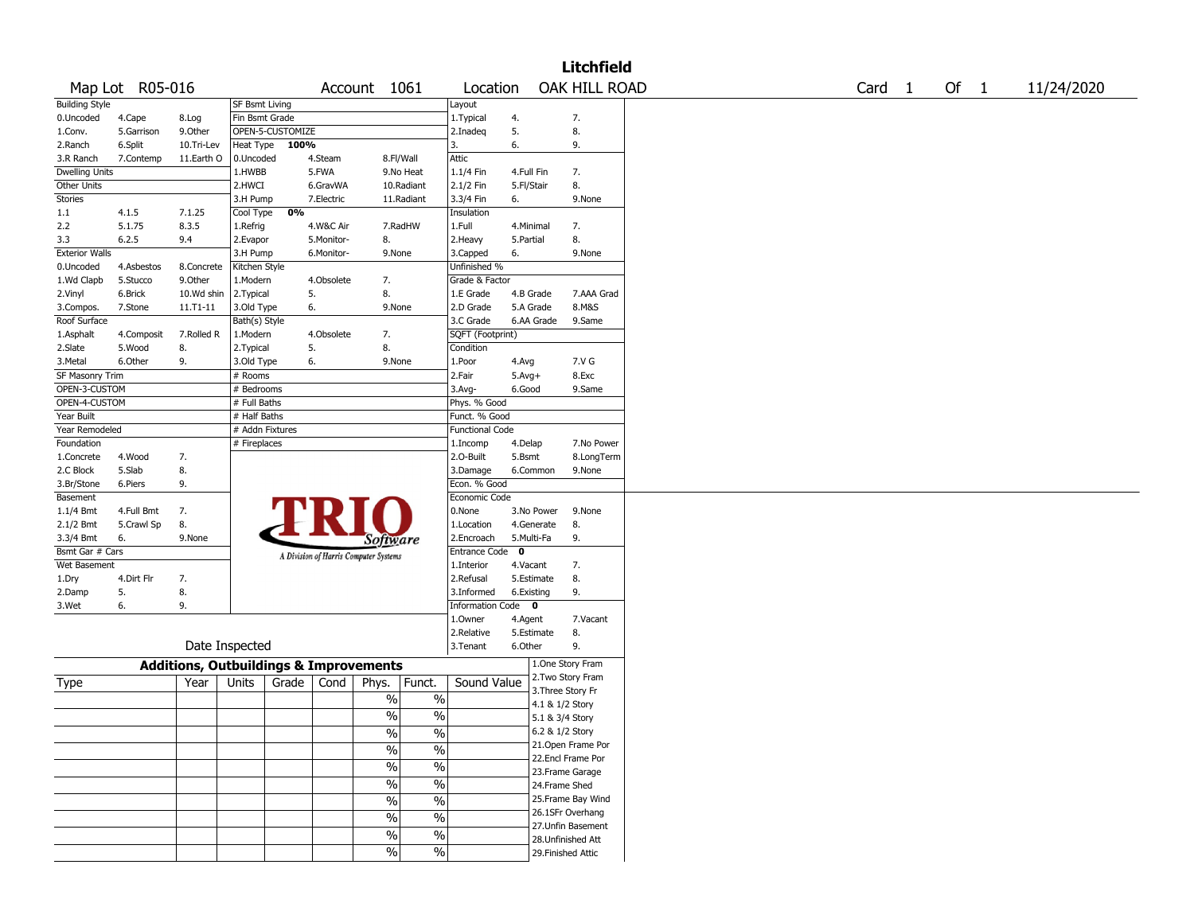# Litchfield

Map Lot R05-016 | Account 1061 | Location OAK HILL ROAD | Card 1 Of 1 | 11/24/2020

| Building Style | | | SF Bsmt Living | | | Layout | | |
|---|---|---|---|---|---|---|---|---|
| 0.Uncoded | 4.Cape | 8.Log | Fin Bsmt Grade | | | 1.Typical | 4. | 7. |
| 1.Conv. | 5.Garrison | 9.Other | OPEN-5-CUSTOMIZE | | | 2.Inadeq | 5. | 8. |
| 2.Ranch | 6.Split | 10.Tri-Lev | Heat Type 100% | | | 3. | 6. | 9. |
| 3.R Ranch | 7.Contemp | 11.Earth O | 0.Uncoded | 4.Steam | 8.Fl/Wall | Attic | | |
| Dwelling Units | | | 1.HWBB | 5.FWA | 9.No Heat | 1.1/4 Fin | 4.Full Fin | 7. |
| Other Units | | | 2.HWCI | 6.GravWA | 10.Radiant | 2.1/2 Fin | 5.Fl/Stair | 8. |
| Stories | | | 3.H Pump | 7.Electric | 11.Radiant | 3.3/4 Fin | 6. | 9.None |
| 1.1 | 4.1.5 | 7.1.25 | Cool Type 0% | | | Insulation | | |
| 2.2 | 5.1.75 | 8.3.5 | 1.Refrig | 4.W&C Air | 7.RadHW | 1.Full | 4.Minimal | 7. |
| 3.3 | 6.2.5 | 9.4 | 2.Evapor | 5.Monitor- | 8. | 2.Heavy | 5.Partial | 8. |
| Exterior Walls | | | 3.H Pump | 6.Monitor- | 9.None | 3.Capped | 6. | 9.None |
| 0.Uncoded | 4.Asbestos | 8.Concrete | Kitchen Style | | | Unfinished % | | |
| 1.Wd Clapb | 5.Stucco | 9.Other | 1.Modern | 4.Obsolete | 7. | Grade & Factor | | |
| 2.Vinyl | 6.Brick | 10.Wd shin | 2.Typical | 5. | 8. | 1.E Grade | 4.B Grade | 7.AAA Grad |
| 3.Compos. | 7.Stone | 11.T1-11 | 3.Old Type | 6. | 9.None | 2.D Grade | 5.A Grade | 8.M&S |
| Roof Surface | | | Bath(s) Style | | | 3.C Grade | 6.AA Grade | 9.Same |
| 1.Asphalt | 4.Composit | 7.Rolled R | 1.Modern | 4.Obsolete | 7. | SQFT (Footprint) | | |
| 2.Slate | 5.Wood | 8. | 2.Typical | 5. | 8. | Condition | | |
| 3.Metal | 6.Other | 9. | 3.Old Type | 6. | 9.None | 1.Poor | 4.Avg | 7.V G |
| SF Masonry Trim | | | # Rooms | | | 2.Fair | 5.Avg+ | 8.Exc |
| OPEN-3-CUSTOM | | | # Bedrooms | | | 3.Avg- | 6.Good | 9.Same |
| OPEN-4-CUSTOM | | | # Full Baths | | | Phys. % Good | | |
| Year Built | | | # Half Baths | | | Funct. % Good | | |
| Year Remodeled | | | # Addn Fixtures | | | Functional Code | | |
| Foundation | | | # Fireplaces | | | 1.Incomp | 4.Delap | 7.No Power |
| 1.Concrete | 4.Wood | 7. | | | | 2.O-Built | 5.Bsmt | 8.LongTerm |
| 2.C Block | 5.Slab | 8. | | | | 3.Damage | 6.Common | 9.None |
| 3.Br/Stone | 6.Piers | 9. | | | | Econ. % Good | | |
| Basement | | | | | | Economic Code | | |
| 1.1/4 Bmt | 4.Full Bmt | 7. | | | | 0.None | 3.No Power | 9.None |
| 2.1/2 Bmt | 5.Crawl Sp | 8. | | | | 1.Location | 4.Generate | 8. |
| 3.3/4 Bmt | 6. | 9.None | | | | 2.Encroach | 5.Multi-Fa | 9. |
| Bsmt Gar # Cars | | | | | | Entrance Code 0 | | |
| Wet Basement | | | | | | 1.Interior | 4.Vacant | 7. |
| 1.Dry | 4.Dirt Flr | 7. | | | | 2.Refusal | 5.Estimate | 8. |
| 2.Damp | 5. | 8. | | | | 3.Informed | 6.Existing | 9. |
| 3.Wet | 6. | 9. | | | | Information Code 0 | | |
| | | | | | | 1.Owner | 4.Agent | 7.Vacant |
| | | | | | | 2.Relative | 5.Estimate | 8. |
| Date Inspected | | | | | | 3.Tenant | 6.Other | 9. |

TRIO Software — A Division of Harris Computer Systems

## Additions, Outbuildings & Improvements

| Type | Year | Units | Grade | Cond | Phys. | Funct. | Sound Value |
|---|---|---|---|---|---|---|---|
| | | | | | % | % | |
| | | | | | % | % | |
| | | | | | % | % | |
| | | | | | % | % | |
| | | | | | % | % | |
| | | | | | % | % | |
| | | | | | % | % | |
| | | | | | % | % | |
| | | | | | % | % | |
| | | | | | % | % | |

1.One Story Fram
2.Two Story Fram
3.Three Story Fr
4.1 & 1/2 Story
5.1 & 3/4 Story
6.2 & 1/2 Story
21.Open Frame Por
22.Encl Frame Por
23.Frame Garage
24.Frame Shed
25.Frame Bay Wind
26.1SFr Overhang
27.Unfin Basement
28.Unfinished Att
29.Finished Attic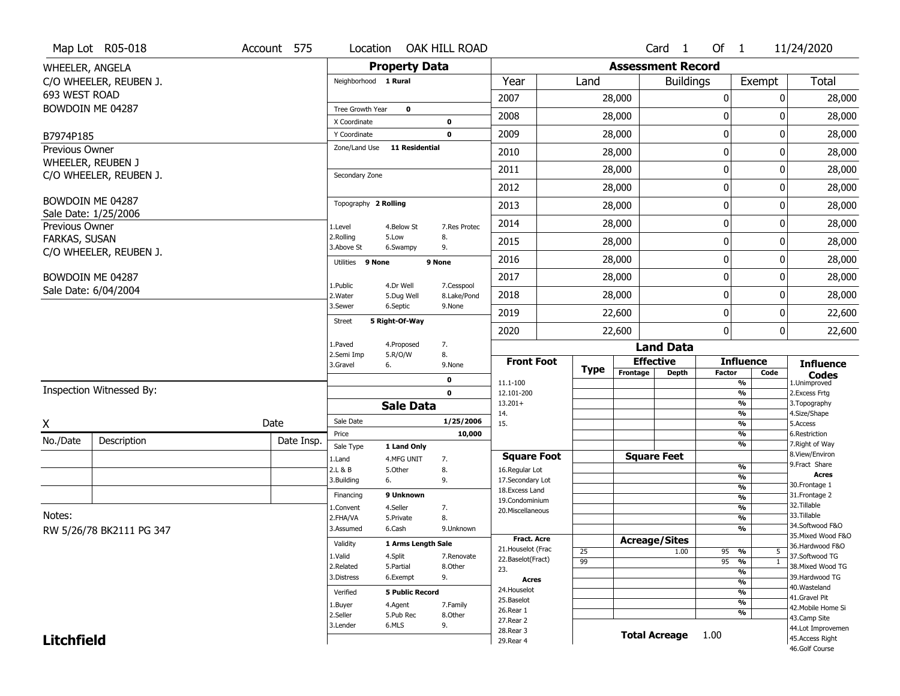Map Lot R05-018 | Account 575 | Location OAK HILL ROAD | Card 1 Of 1 | 11/24/2020

WHEELER, ANGELA
C/O WHEELER, REUBEN J.
693 WEST ROAD
BOWDOIN ME 04287

B7974P185

Previous Owner
WHEELER, REUBEN J
C/O WHEELER, REUBEN J.

BOWDOIN ME 04287
Sale Date: 1/25/2006

Previous Owner
FARKAS, SUSAN
C/O WHEELER, REUBEN J.

BOWDOIN ME 04287
Sale Date: 6/04/2004

## Property Data

Neighborhood **1 Rural**

Tree Growth Year **0**
X Coordinate **0**
Y Coordinate **0**
Zone/Land Use **11 Residential**

Secondary Zone

Topography **2 Rolling**

| 1.Level | 4.Below St | 7.Res Protec |
|---|---|---|
| 2.Rolling | 5.Low | 8. |
| 3.Above St | 6.Swampy | 9. |

Utilities **9 None** **9 None**

| 1.Public | 4.Dr Well | 7.Cesspool |
|---|---|---|
| 2.Water | 5.Dug Well | 8.Lake/Pond |
| 3.Sewer | 6.Septic | 9.None |

Street **5 Right-Of-Way**

| 1.Paved | 4.Proposed | 7. |
|---|---|---|
| 2.Semi Imp | 5.R/O/W | 8. |
| 3.Gravel | 6. | 9.None |

0
0

## Sale Data

Sale Date **1/25/2006**
Price **10,000**
Sale Type **1 Land Only**

| 1.Land | 4.MFG UNIT | 7. |
|---|---|---|
| 2.L & B | 5.Other | 8. |
| 3.Building | 6. | 9. |

Financing **9 Unknown**

| 1.Convent | 4.Seller | 7. |
|---|---|---|
| 2.FHA/VA | 5.Private | 8. |
| 3.Assumed | 6.Cash | 9.Unknown |

Validity **1 Arms Length Sale**

| 1.Valid | 4.Split | 7.Renovate |
|---|---|---|
| 2.Related | 5.Partial | 8.Other |
| 3.Distress | 6.Exempt | 9. |

Verified **5 Public Record**

| 1.Buyer | 4.Agent | 7.Family |
|---|---|---|
| 2.Seller | 5.Pub Rec | 8.Other |
| 3.Lender | 6.MLS | 9. |

## Assessment Record

| Year | Land | Buildings | Exempt | Total |
|---|---|---|---|---|
| 2007 | 28,000 | 0 | 0 | 28,000 |
| 2008 | 28,000 | 0 | 0 | 28,000 |
| 2009 | 28,000 | 0 | 0 | 28,000 |
| 2010 | 28,000 | 0 | 0 | 28,000 |
| 2011 | 28,000 | 0 | 0 | 28,000 |
| 2012 | 28,000 | 0 | 0 | 28,000 |
| 2013 | 28,000 | 0 | 0 | 28,000 |
| 2014 | 28,000 | 0 | 0 | 28,000 |
| 2015 | 28,000 | 0 | 0 | 28,000 |
| 2016 | 28,000 | 0 | 0 | 28,000 |
| 2017 | 28,000 | 0 | 0 | 28,000 |
| 2018 | 28,000 | 0 | 0 | 28,000 |
| 2019 | 22,600 | 0 | 0 | 22,600 |
| 2020 | 22,600 | 0 | 0 | 22,600 |

## Land Data

| Front Foot | Type | Effective Frontage | Effective Depth | Influence Factor | Influence Code |
|---|---|---|---|---|---|
| 11.1-100 | | | | % | |
| 12.101-200 | | | | % | |
| 13.201+ | | | | % | |
| 14. | | | | % | |
| 15. | | | | % | |
| | | | | % | |
| | | | | % | |

| Square Foot | Square Feet | Influence Factor |
|---|---|---|
| 16.Regular Lot | | % |
| 17.Secondary Lot | | % |
| 18.Excess Land | | % |
| 19.Condominium | | % |
| 20.Miscellaneous | | % |
| | | % |
| | | % |

| Fract. Acre | Type | Acreage/Sites | Influence Factor | Influence Code |
|---|---|---|---|---|
| 21.Houselot (Frac | 25 | 1.00 | 95 % | 5 |
| 22.Baselot(Fract) | 99 | | 95 % | 1 |
| 23. | | | % | |
| **Acres** | | | % | |
| 24.Houselot | | | % | |
| 25.Baselot | | | % | |
| 26.Rear 1 | | | % | |
| 27.Rear 2 | | | | |
| 28.Rear 3 | | | | |
| 29.Rear 4 | | | | |

**Total Acreage** 1.00

### Influence Codes

1.Unimproved
2.Excess Frtg
3.Topography
4.Size/Shape
5.Access
6.Restriction
7.Right of Way
8.View/Environ
9.Fract Share

**Acres**

30.Frontage 1
31.Frontage 2
32.Tillable
33.Tillable
34.Softwood F&O
35.Mixed Wood F&O
36.Hardwood F&O
37.Softwood TG
38.Mixed Wood TG
39.Hardwood TG
40.Wasteland
41.Gravel Pit
42.Mobile Home Si
43.Camp Site
44.Lot Improvemen
45.Access Right
46.Golf Course

Inspection Witnessed By:

X ______________________ Date

| No./Date | Description | Date Insp. |
|---|---|---|
| | | |
| | | |
| | | |

Notes:
RW 5/26/78 BK2111 PG 347

**Litchfield**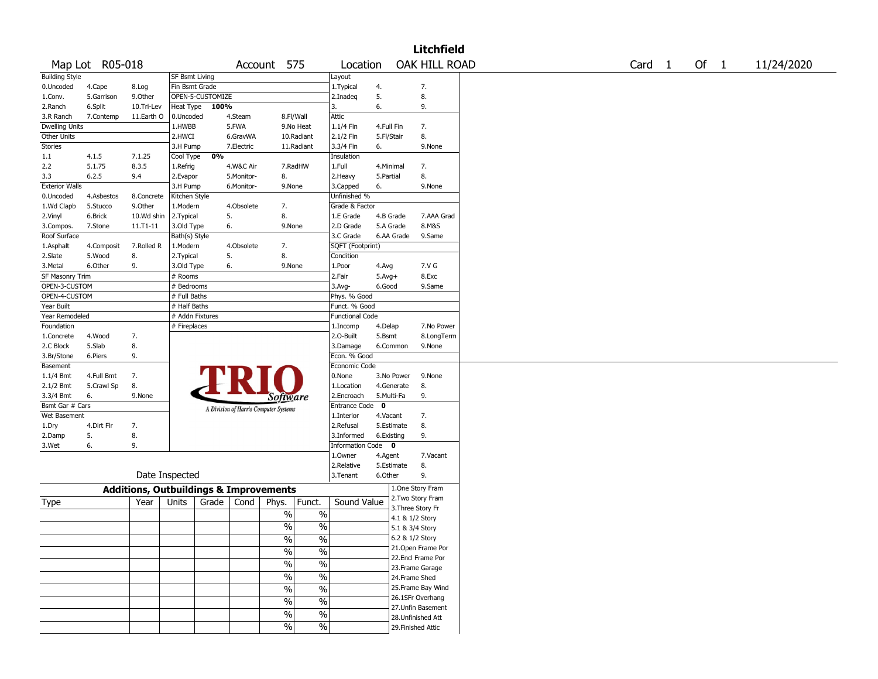# Litchfield

**Map Lot** R05-018 | **Account** 575 | **Location** OAK HILL ROAD | **Card** 1 **Of** 1 | 11/24/2020

| Building Style | | | SF Bsmt Living | | | Layout | | |
|---|---|---|---|---|---|---|---|---|
| 0.Uncoded | 4.Cape | 8.Log | Fin Bsmt Grade | | | 1.Typical | 4. | 7. |
| 1.Conv. | 5.Garrison | 9.Other | OPEN-5-CUSTOMIZE | | | 2.Inadeq | 5. | 8. |
| 2.Ranch | 6.Split | 10.Tri-Lev | Heat Type **100%** | | | 3. | 6. | 9. |
| 3.R Ranch | 7.Contemp | 11.Earth O | 0.Uncoded | 4.Steam | 8.Fl/Wall | Attic | | |
| Dwelling Units | | | 1.HWBB | 5.FWA | 9.No Heat | 1.1/4 Fin | 4.Full Fin | 7. |
| Other Units | | | 2.HWCI | 6.GravWA | 10.Radiant | 2.1/2 Fin | 5.Fl/Stair | 8. |
| Stories | | | 3.H Pump | 7.Electric | 11.Radiant | 3.3/4 Fin | 6. | 9.None |
| 1.1 | 4.1.5 | 7.1.25 | Cool Type **0%** | | | Insulation | | |
| 2.2 | 5.1.75 | 8.3.5 | 1.Refrig | 4.W&C Air | 7.RadHW | 1.Full | 4.Minimal | 7. |
| 3.3 | 6.2.5 | 9.4 | 2.Evapor | 5.Monitor- | 8. | 2.Heavy | 5.Partial | 8. |
| Exterior Walls | | | 3.H Pump | 6.Monitor- | 9.None | 3.Capped | 6. | 9.None |
| 0.Uncoded | 4.Asbestos | 8.Concrete | Kitchen Style | | | Unfinished % | | |
| 1.Wd Clapb | 5.Stucco | 9.Other | 1.Modern | 4.Obsolete | 7. | Grade & Factor | | |
| 2.Vinyl | 6.Brick | 10.Wd shin | 2.Typical | 5. | 8. | 1.E Grade | 4.B Grade | 7.AAA Grad |
| 3.Compos. | 7.Stone | 11.T1-11 | 3.Old Type | 6. | 9.None | 2.D Grade | 5.A Grade | 8.M&S |
| Roof Surface | | | Bath(s) Style | | | 3.C Grade | 6.AA Grade | 9.Same |
| 1.Asphalt | 4.Composit | 7.Rolled R | 1.Modern | 4.Obsolete | 7. | SQFT (Footprint) | | |
| 2.Slate | 5.Wood | 8. | 2.Typical | 5. | 8. | Condition | | |
| 3.Metal | 6.Other | 9. | 3.Old Type | 6. | 9.None | 1.Poor | 4.Avg | 7.V G |
| SF Masonry Trim | | | # Rooms | | | 2.Fair | 5.Avg+ | 8.Exc |
| OPEN-3-CUSTOM | | | # Bedrooms | | | 3.Avg- | 6.Good | 9.Same |
| OPEN-4-CUSTOM | | | # Full Baths | | | Phys. % Good | | |
| Year Built | | | # Half Baths | | | Funct. % Good | | |
| Year Remodeled | | | # Addn Fixtures | | | Functional Code | | |
| Foundation | | | # Fireplaces | | | 1.Incomp | 4.Delap | 7.No Power |
| 1.Concrete | 4.Wood | 7. | | | | 2.O-Built | 5.Bsmt | 8.LongTerm |
| 2.C Block | 5.Slab | 8. | | | | 3.Damage | 6.Common | 9.None |
| 3.Br/Stone | 6.Piers | 9. | | | | Econ. % Good | | |
| Basement | | | | | | Economic Code | | |
| 1.1/4 Bmt | 4.Full Bmt | 7. | | | | 0.None | 3.No Power | 9.None |
| 2.1/2 Bmt | 5.Crawl Sp | 8. | | | | 1.Location | 4.Generate | 8. |
| 3.3/4 Bmt | 6. | 9.None | | | | 2.Encroach | 5.Multi-Fa | 9. |
| Bsmt Gar # Cars | | | | | | Entrance Code **0** | | |
| Wet Basement | | | | | | 1.Interior | 4.Vacant | 7. |
| 1.Dry | 4.Dirt Flr | 7. | | | | 2.Refusal | 5.Estimate | 8. |
| 2.Damp | 5. | 8. | | | | 3.Informed | 6.Existing | 9. |
| 3.Wet | 6. | 9. | | | | Information Code **0** | | |
| | | | | | | 1.Owner | 4.Agent | 7.Vacant |
| | | | | | | 2.Relative | 5.Estimate | 8. |
| Date Inspected | | | | | | 3.Tenant | 6.Other | 9. |

TRIO Software — A Division of Harris Computer Systems

## Additions, Outbuildings & Improvements

| Type | Year | Units | Grade | Cond | Phys. | Funct. | Sound Value |
|---|---|---|---|---|---|---|---|
| | | | | | % | % | |
| | | | | | % | % | |
| | | | | | % | % | |
| | | | | | % | % | |
| | | | | | % | % | |
| | | | | | % | % | |
| | | | | | % | % | |
| | | | | | % | % | |
| | | | | | % | % | |
| | | | | | % | % | |

1.One Story Fram
2.Two Story Fram
3.Three Story Fr
4.1 & 1/2 Story
5.1 & 3/4 Story
6.2 & 1/2 Story
21.Open Frame Por
22.Encl Frame Por
23.Frame Garage
24.Frame Shed
25.Frame Bay Wind
26.1SFr Overhang
27.Unfin Basement
28.Unfinished Att
29.Finished Attic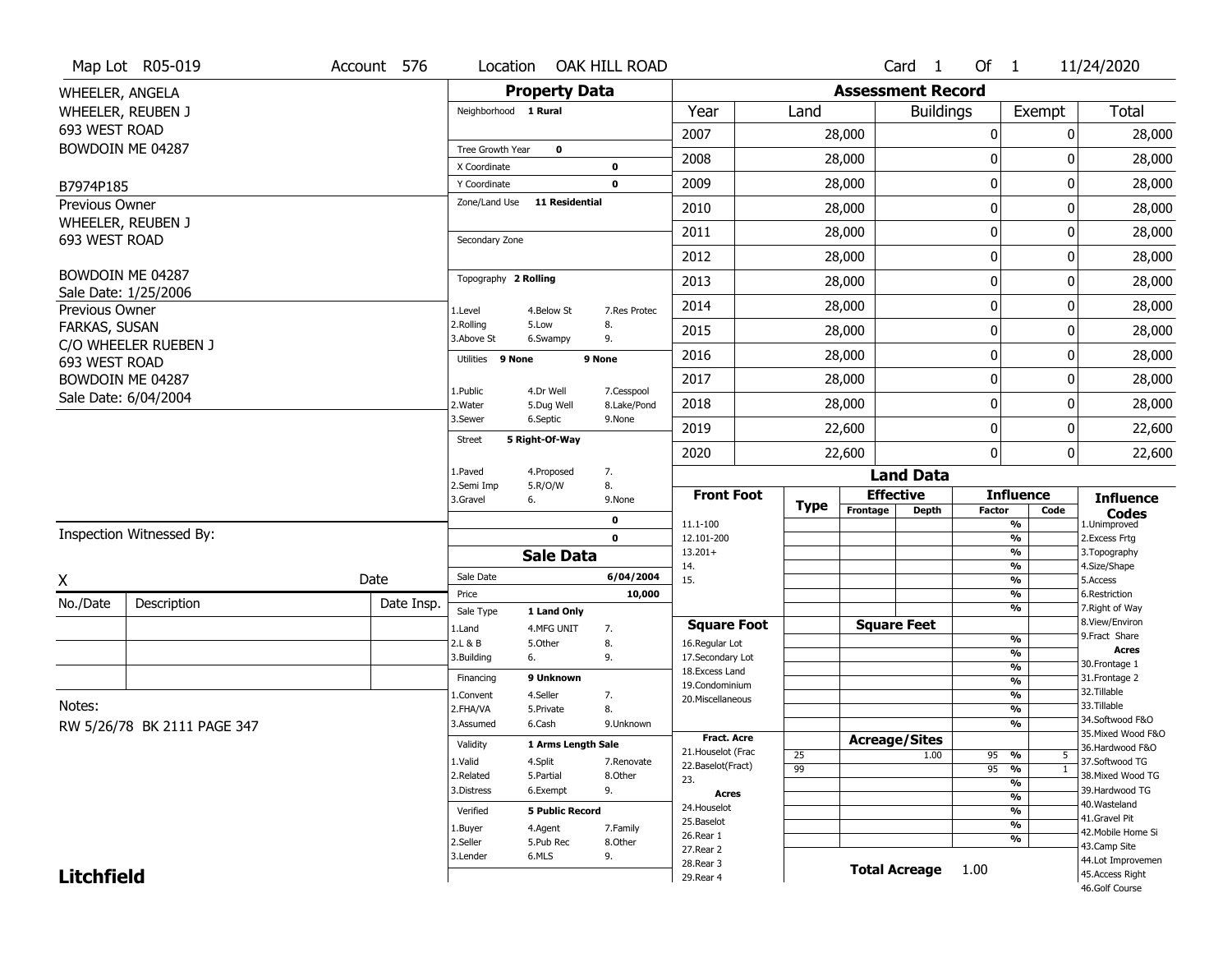Map Lot R05-019 | Account 576 | Location OAK HILL ROAD | Card 1 Of 1 | 11/24/2020

WHEELER, ANGELA
WHEELER, REUBEN J
693 WEST ROAD
BOWDOIN ME 04287

B7974P185

Previous Owner
WHEELER, REUBEN J
693 WEST ROAD
BOWDOIN ME 04287
Sale Date: 1/25/2006

Previous Owner
FARKAS, SUSAN
C/O WHEELER RUEBEN J
693 WEST ROAD
BOWDOIN ME 04287
Sale Date: 6/04/2004

## Property Data

| | | |
|---|---|---|
| Neighborhood | 1 Rural | |
| Tree Growth Year | 0 | |
| X Coordinate | | 0 |
| Y Coordinate | | 0 |
| Zone/Land Use | 11 Residential | |
| Secondary Zone | | |
| Topography | 2 Rolling | |
| Utilities | 9 None | 9 None |
| Street | 5 Right-Of-Way | |

Topography: 1.Level, 2.Rolling, 3.Above St, 4.Below St, 5.Low, 6.Swampy, 7.Res Protec, 8., 9.

Utilities: 1.Public, 2.Water, 3.Sewer, 4.Dr Well, 5.Dug Well, 6.Septic, 7.Cesspool, 8.Lake/Pond, 9.None

Street: 1.Paved, 2.Semi Imp, 3.Gravel, 4.Proposed, 5.R/O/W, 6., 7., 8., 9.None

## Sale Data

| | |
|---|---|
| Sale Date | 6/04/2004 |
| Price | 10,000 |
| Sale Type | 1 Land Only |
| Financing | 9 Unknown |
| Validity | 1 Arms Length Sale |
| Verified | 5 Public Record |

Sale Type: 1.Land, 2.L & B, 3.Building, 4.MFG UNIT, 5.Other, 6., 7., 8., 9.

Financing: 1.Convent, 2.FHA/VA, 3.Assumed, 4.Seller, 5.Private, 6.Cash, 7., 8., 9.Unknown

Validity: 1.Valid, 2.Related, 3.Distress, 4.Split, 5.Partial, 6.Exempt, 7.Renovate, 8.Other, 9.

Verified: 1.Buyer, 2.Seller, 3.Lender, 4.Agent, 5.Pub Rec, 6.MLS, 7.Family, 8.Other, 9.

## Assessment Record

| Year | Land | Buildings | Exempt | Total |
|---|---|---|---|---|
| 2007 | 28,000 | 0 | 0 | 28,000 |
| 2008 | 28,000 | 0 | 0 | 28,000 |
| 2009 | 28,000 | 0 | 0 | 28,000 |
| 2010 | 28,000 | 0 | 0 | 28,000 |
| 2011 | 28,000 | 0 | 0 | 28,000 |
| 2012 | 28,000 | 0 | 0 | 28,000 |
| 2013 | 28,000 | 0 | 0 | 28,000 |
| 2014 | 28,000 | 0 | 0 | 28,000 |
| 2015 | 28,000 | 0 | 0 | 28,000 |
| 2016 | 28,000 | 0 | 0 | 28,000 |
| 2017 | 28,000 | 0 | 0 | 28,000 |
| 2018 | 28,000 | 0 | 0 | 28,000 |
| 2019 | 22,600 | 0 | 0 | 22,600 |
| 2020 | 22,600 | 0 | 0 | 22,600 |

## Land Data

| Type | Effective Frontage | Effective Depth / Acreage | Influence Factor | Influence Code |
|---|---|---|---|---|
| 25 | | 1.00 | 95 % | 5 |
| 99 | | | 95 % | 1 |

Front Foot: 11.1-100, 12.101-200, 13.201+, 14., 15.

Square Foot: 16.Regular Lot, 17.Secondary Lot, 18.Excess Land, 19.Condominium, 20.Miscellaneous

Fract. Acre: 21.Houselot (Frac, 22.Baselot(Fract), 23.

Acres: 24.Houselot, 25.Baselot, 26.Rear 1, 27.Rear 2, 28.Rear 3, 29.Rear 4

Total Acreage 1.00

Influence Codes: 1.Unimproved, 2.Excess Frtg, 3.Topography, 4.Size/Shape, 5.Access, 6.Restriction, 7.Right of Way, 8.View/Environ, 9.Fract Share

Acres: 30.Frontage 1, 31.Frontage 2, 32.Tillable, 33.Tillable, 34.Softwood F&O, 35.Mixed Wood F&O, 36.Hardwood F&O, 37.Softwood TG, 38.Mixed Wood TG, 39.Hardwood TG, 40.Wasteland, 41.Gravel Pit, 42.Mobile Home Si, 43.Camp Site, 44.Lot Improvemen, 45.Access Right, 46.Golf Course

Inspection Witnessed By:

X ____________ Date

| No./Date | Description | Date Insp. |
|---|---|---|
| | | |
| | | |
| | | |

Notes:
RW 5/26/78 BK 2111 PAGE 347

**Litchfield**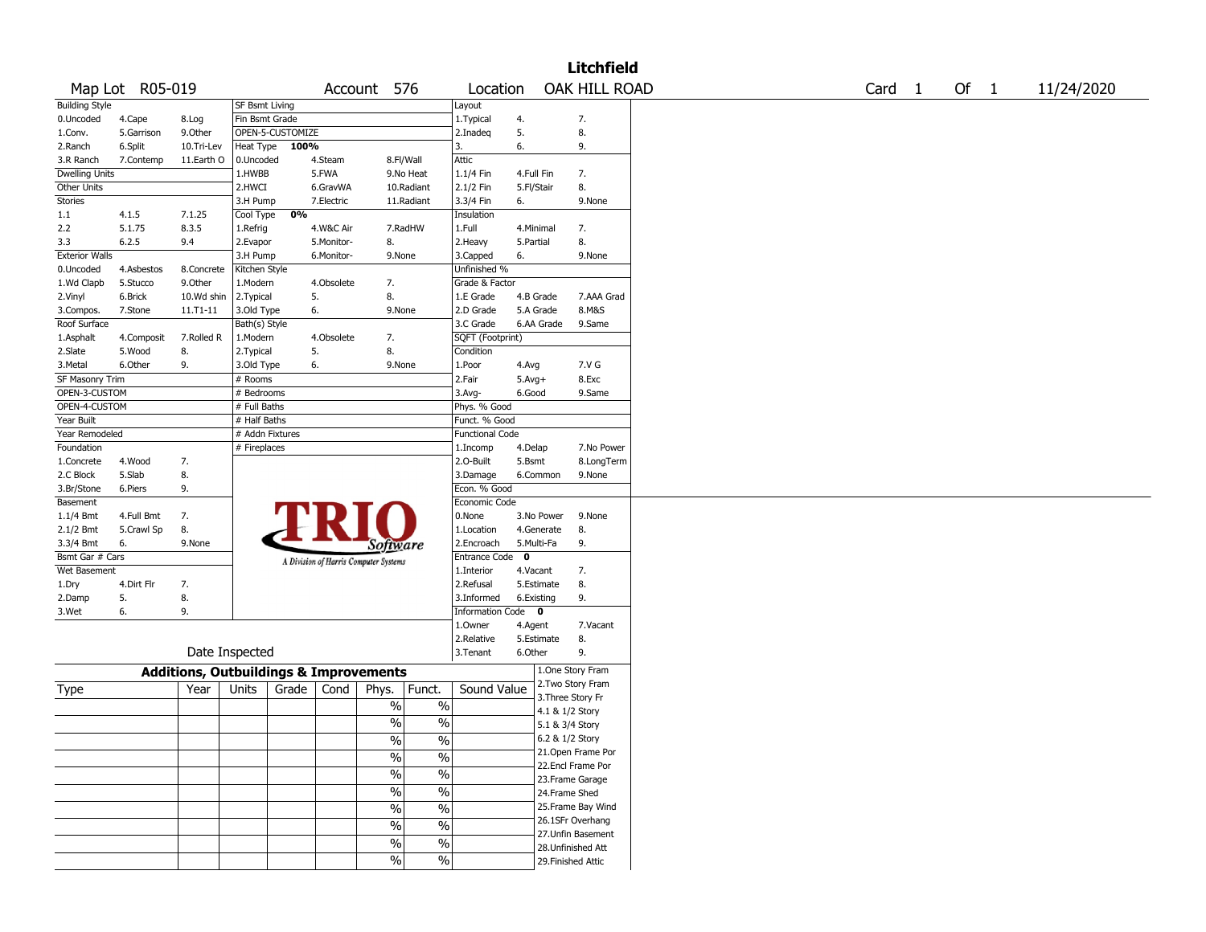# Litchfield

Map Lot R05-019 | Account 576 | Location OAK HILL ROAD | Card 1 Of 1 | 11/24/2020

| Building Style | | | SF Bsmt Living | | | Layout | | |
|---|---|---|---|---|---|---|---|---|
| 0.Uncoded | 4.Cape | 8.Log | Fin Bsmt Grade | | | 1.Typical | 4. | 7. |
| 1.Conv. | 5.Garrison | 9.Other | OPEN-5-CUSTOMIZE | | | 2.Inadeq | 5. | 8. |
| 2.Ranch | 6.Split | 10.Tri-Lev | Heat Type 100% | | | 3. | 6. | 9. |
| 3.R Ranch | 7.Contemp | 11.Earth O | 0.Uncoded | 4.Steam | 8.Fl/Wall | Attic | | |
| Dwelling Units | | | 1.HWBB | 5.FWA | 9.No Heat | 1.1/4 Fin | 4.Full Fin | 7. |
| Other Units | | | 2.HWCI | 6.GravWA | 10.Radiant | 2.1/2 Fin | 5.Fl/Stair | 8. |
| Stories | | | 3.H Pump | 7.Electric | 11.Radiant | 3.3/4 Fin | 6. | 9.None |
| 1.1 | 4.1.5 | 7.1.25 | Cool Type 0% | | | Insulation | | |
| 2.2 | 5.1.75 | 8.3.5 | 1.Refrig | 4.W&C Air | 7.RadHW | 1.Full | 4.Minimal | 7. |
| 3.3 | 6.2.5 | 9.4 | 2.Evapor | 5.Monitor- | 8. | 2.Heavy | 5.Partial | 8. |
| Exterior Walls | | | 3.H Pump | 6.Monitor- | 9.None | 3.Capped | 6. | 9.None |
| 0.Uncoded | 4.Asbestos | 8.Concrete | Kitchen Style | | | Unfinished % | | |
| 1.Wd Clapb | 5.Stucco | 9.Other | 1.Modern | 4.Obsolete | 7. | Grade & Factor | | |
| 2.Vinyl | 6.Brick | 10.Wd shin | 2.Typical | 5. | 8. | 1.E Grade | 4.B Grade | 7.AAA Grad |
| 3.Compos. | 7.Stone | 11.T1-11 | 3.Old Type | 6. | 9.None | 2.D Grade | 5.A Grade | 8.M&S |
| Roof Surface | | | Bath(s) Style | | | 3.C Grade | 6.AA Grade | 9.Same |
| 1.Asphalt | 4.Composit | 7.Rolled R | 1.Modern | 4.Obsolete | 7. | SQFT (Footprint) | | |
| 2.Slate | 5.Wood | 8. | 2.Typical | 5. | 8. | Condition | | |
| 3.Metal | 6.Other | 9. | 3.Old Type | 6. | 9.None | 1.Poor | 4.Avg | 7.V G |
| SF Masonry Trim | | | # Rooms | | | 2.Fair | 5.Avg+ | 8.Exc |
| OPEN-3-CUSTOM | | | # Bedrooms | | | 3.Avg- | 6.Good | 9.Same |
| OPEN-4-CUSTOM | | | # Full Baths | | | Phys. % Good | | |
| Year Built | | | # Half Baths | | | Funct. % Good | | |
| Year Remodeled | | | # Addn Fixtures | | | Functional Code | | |
| Foundation | | | # Fireplaces | | | 1.Incomp | 4.Delap | 7.No Power |
| 1.Concrete | 4.Wood | 7. | | | | 2.O-Built | 5.Bsmt | 8.LongTerm |
| 2.C Block | 5.Slab | 8. | | | | 3.Damage | 6.Common | 9.None |
| 3.Br/Stone | 6.Piers | 9. | | | | Econ. % Good | | |
| Basement | | | | | | Economic Code | | |
| 1.1/4 Bmt | 4.Full Bmt | 7. | | | | 0.None | 3.No Power | 9.None |
| 2.1/2 Bmt | 5.Crawl Sp | 8. | | | | 1.Location | 4.Generate | 8. |
| 3.3/4 Bmt | 6. | 9.None | | | | 2.Encroach | 5.Multi-Fa | 9. |
| Bsmt Gar # Cars | | | | | | Entrance Code 0 | | |
| Wet Basement | | | | | | 1.Interior | 4.Vacant | 7. |
| 1.Dry | 4.Dirt Flr | 7. | | | | 2.Refusal | 5.Estimate | 8. |
| 2.Damp | 5. | 8. | | | | 3.Informed | 6.Existing | 9. |
| 3.Wet | 6. | 9. | | | | Information Code 0 | | |
| | | | | | | 1.Owner | 4.Agent | 7.Vacant |
| | | | | | | 2.Relative | 5.Estimate | 8. |
| | Date Inspected | | | | | 3.Tenant | 6.Other | 9. |

TRIO Software — A Division of Harris Computer Systems

## Additions, Outbuildings & Improvements

| Type | Year | Units | Grade | Cond | Phys. | Funct. | Sound Value |
|---|---|---|---|---|---|---|---|
| | | | | | % | % | |
| | | | | | % | % | |
| | | | | | % | % | |
| | | | | | % | % | |
| | | | | | % | % | |
| | | | | | % | % | |
| | | | | | % | % | |
| | | | | | % | % | |
| | | | | | % | % | |
| | | | | | % | % | |

1.One Story Fram
2.Two Story Fram
3.Three Story Fr
4.1 & 1/2 Story
5.1 & 3/4 Story
6.2 & 1/2 Story
21.Open Frame Por
22.Encl Frame Por
23.Frame Garage
24.Frame Shed
25.Frame Bay Wind
26.1SFr Overhang
27.Unfin Basement
28.Unfinished Att
29.Finished Attic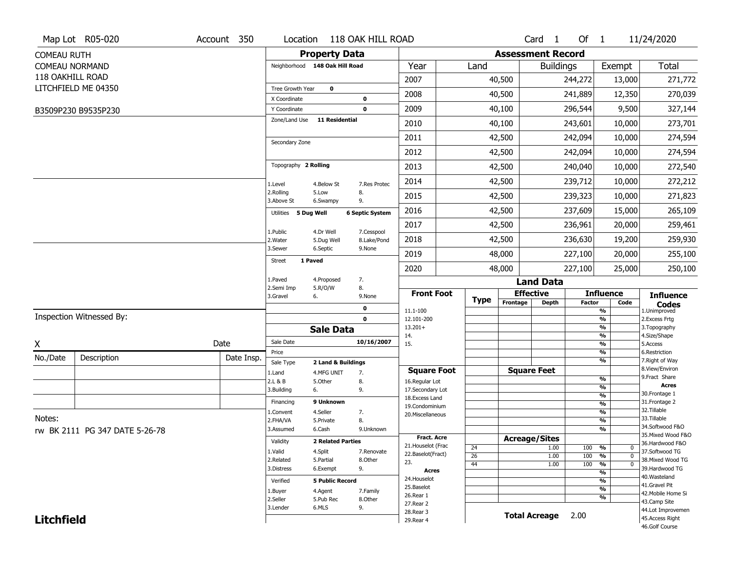Map Lot R05-020 | Account 350 | Location 118 OAK HILL ROAD | Card 1 Of 1 | 11/24/2020

COMEAU RUTH
COMEAU NORMAND
118 OAKHILL ROAD
LITCHFIELD ME 04350

B3509P230 B9535P230

## Property Data

| | |
|---|---|
| Neighborhood | 148 Oak Hill Road |
| Tree Growth Year | 0 |
| X Coordinate | 0 |
| Y Coordinate | 0 |
| Zone/Land Use | 11 Residential |
| Secondary Zone | |
| Topography | 2 Rolling |
| Utilities | 5 Dug Well, 6 Septic System |
| Street | 1 Paved |

Topography codes: 1.Level, 2.Rolling, 3.Above St, 4.Below St, 5.Low, 6.Swampy, 7.Res Protec, 8., 9.

Utilities codes: 1.Public, 2.Water, 3.Sewer, 4.Dr Well, 5.Dug Well, 6.Septic, 7.Cesspool, 8.Lake/Pond, 9.None

Street codes: 1.Paved, 2.Semi Imp, 3.Gravel, 4.Proposed, 5.R/O/W, 6., 7., 8., 9.None

## Assessment Record

| Year | Land | Buildings | Exempt | Total |
|---|---|---|---|---|
| 2007 | 40,500 | 244,272 | 13,000 | 271,772 |
| 2008 | 40,500 | 241,889 | 12,350 | 270,039 |
| 2009 | 40,100 | 296,544 | 9,500 | 327,144 |
| 2010 | 40,100 | 243,601 | 10,000 | 273,701 |
| 2011 | 42,500 | 242,094 | 10,000 | 274,594 |
| 2012 | 42,500 | 242,094 | 10,000 | 274,594 |
| 2013 | 42,500 | 240,040 | 10,000 | 272,540 |
| 2014 | 42,500 | 239,712 | 10,000 | 272,212 |
| 2015 | 42,500 | 239,323 | 10,000 | 271,823 |
| 2016 | 42,500 | 237,609 | 15,000 | 265,109 |
| 2017 | 42,500 | 236,961 | 20,000 | 259,461 |
| 2018 | 42,500 | 236,630 | 19,200 | 259,930 |
| 2019 | 48,000 | 227,100 | 20,000 | 255,100 |
| 2020 | 48,000 | 227,100 | 25,000 | 250,100 |

## Sale Data

| | |
|---|---|
| Sale Date | 10/16/2007 |
| Price | |
| Sale Type | 2 Land & Buildings |
| Financing | 9 Unknown |
| Validity | 2 Related Parties |
| Verified | 5 Public Record |

Sale Type codes: 1.Land, 2.L & B, 3.Building, 4.MFG UNIT, 5.Other, 6., 7., 8., 9.

Financing codes: 1.Convent, 2.FHA/VA, 3.Assumed, 4.Seller, 5.Private, 6.Cash, 7., 8., 9.Unknown

Validity codes: 1.Valid, 2.Related, 3.Distress, 4.Split, 5.Partial, 6.Exempt, 7.Renovate, 8.Other, 9.

Verified codes: 1.Buyer, 2.Seller, 3.Lender, 4.Agent, 5.Pub Rec, 6.MLS, 7.Family, 8.Other, 9.

## Land Data

Front Foot: 11.1-100, 12.101-200, 13.201+, 14., 15.

Square Foot: 16.Regular Lot, 17.Secondary Lot, 18.Excess Land, 19.Condominium, 20.Miscellaneous

Fract. Acre: 21.Houselot (Frac, 22.Baselot(Fract), 23.

Acres: 24.Houselot, 25.Baselot, 26.Rear 1, 27.Rear 2, 28.Rear 3, 29.Rear 4

### Acreage/Sites

| Type | Acreage | Influence Factor | Code |
|---|---|---|---|
| 24 | 1.00 | 100 % | 0 |
| 26 | 1.00 | 100 % | 0 |
| 44 | 1.00 | 100 % | 0 |

**Total Acreage** 2.00

Influence Codes: 1.Unimproved, 2.Excess Frtg, 3.Topography, 4.Size/Shape, 5.Access, 6.Restriction, 7.Right of Way, 8.View/Environ, 9.Fract Share

Acres: 30.Frontage 1, 31.Frontage 2, 32.Tillable, 33.Tillable, 34.Softwood F&O, 35.Mixed Wood F&O, 36.Hardwood F&O, 37.Softwood TG, 38.Mixed Wood TG, 39.Hardwood TG, 40.Wasteland, 41.Gravel Pit, 42.Mobile Home Si, 43.Camp Site, 44.Lot Improvemen, 45.Access Right, 46.Golf Course

Inspection Witnessed By:

X _______________ Date

| No./Date | Description | Date Insp. |
|---|---|---|
| | | |
| | | |
| | | |

Notes:
rw BK 2111 PG 347 DATE 5-26-78

**Litchfield**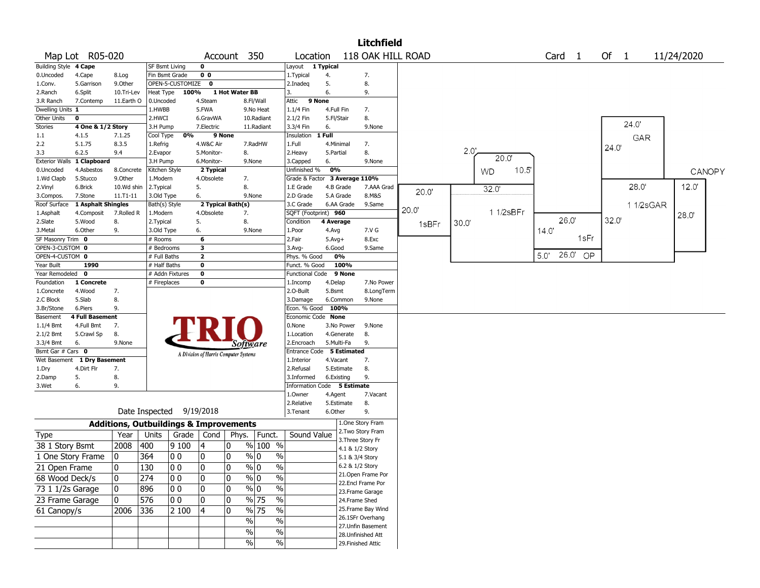# Litchfield

**Map Lot** R05-020 **Account** 350 **Location** 118 OAK HILL ROAD **Card** 1 **Of** 1 11/24/2020

| Field | Value | Options |
|---|---|---|
| Building Style | 4 Cape | 0.Uncoded, 4.Cape, 8.Log, 1.Conv., 5.Garrison, 9.Other, 2.Ranch, 6.Split, 10.Tri-Lev, 3.R Ranch, 7.Contemp, 11.Earth O |
| Dwelling Units | 1 | |
| Other Units | 0 | |
| Stories | 4 One & 1/2 Story | 1.1, 4.1.5, 7.1.25, 2.2, 5.1.75, 8.3.5, 3.3, 6.2.5, 9.4 |
| Exterior Walls | 1 Clapboard | 0.Uncoded, 4.Asbestos, 8.Concrete, 1.Wd Clapb, 5.Stucco, 9.Other, 2.Vinyl, 6.Brick, 10.Wd shin, 3.Compos., 7.Stone, 11.T1-11 |
| Roof Surface | 1 Asphalt Shingles | 1.Asphalt, 4.Composit, 7.Rolled R, 2.Slate, 5.Wood, 8., 3.Metal, 6.Other, 9. |
| SF Masonry Trim | 0 | |
| OPEN-3-CUSTOM | 0 | |
| OPEN-4-CUSTOM | 0 | |
| Year Built | 1990 | |
| Year Remodeled | 0 | |
| Foundation | 1 Concrete | 1.Concrete, 4.Wood, 7., 2.C Block, 5.Slab, 8., 3.Br/Stone, 6.Piers, 9. |
| Basement | 4 Full Basement | 1.1/4 Bmt, 4.Full Bmt, 7., 2.1/2 Bmt, 5.Crawl Sp, 8., 3.3/4 Bmt, 6., 9.None |
| Bsmt Gar # Cars | 0 | |
| Wet Basement | 1 Dry Basement | 1.Dry, 4.Dirt Flr, 7., 2.Damp, 5., 8., 3.Wet, 6., 9. |

| Field | Value | Options |
|---|---|---|
| SF Bsmt Living | 0 | |
| Fin Bsmt Grade | 0 0 | |
| OPEN-5-CUSTOMIZE | 0 | |
| Heat Type | 100% 1 Hot Water BB | 0.Uncoded, 4.Steam, 8.Fl/Wall, 1.HWBB, 5.FWA, 9.No Heat, 2.HWCI, 6.GravWA, 10.Radiant, 3.H Pump, 7.Electric, 11.Radiant |
| Cool Type | 0% 9 None | 1.Refrig, 4.W&C Air, 7.RadHW, 2.Evapor, 5.Monitor-, 8., 3.H Pump, 6.Monitor-, 9.None |
| Kitchen Style | 2 Typical | 1.Modern, 4.Obsolete, 7., 2.Typical, 5., 8., 3.Old Type, 6., 9.None |
| Bath(s) Style | 2 Typical Bath(s) | 1.Modern, 4.Obsolete, 7., 2.Typical, 5., 8., 3.Old Type, 6., 9.None |
| # Rooms | 6 | |
| # Bedrooms | 3 | |
| # Full Baths | 2 | |
| # Half Baths | 0 | |
| # Addn Fixtures | 0 | |
| # Fireplaces | 0 | |

| Field | Value | Options |
|---|---|---|
| Layout | 1 Typical | 1.Typical, 4., 7., 2.Inadeq, 5., 8., 3., 6., 9. |
| Attic | 9 None | 1.1/4 Fin, 4.Full Fin, 7., 2.1/2 Fin, 5.Fl/Stair, 8., 3.3/4 Fin, 6., 9.None |
| Insulation | 1 Full | 1.Full, 4.Minimal, 7., 2.Heavy, 5.Partial, 8., 3.Capped, 6., 9.None |
| Unfinished % | 0% | |
| Grade & Factor | 3 Average 110% | 1.E Grade, 4.B Grade, 7.AAA Grad, 2.D Grade, 5.A Grade, 8.M&S, 3.C Grade, 6.AA Grade, 9.Same |
| SQFT (Footprint) | 960 | |
| Condition | 4 Average | 1.Poor, 4.Avg, 7.V G, 2.Fair, 5.Avg+, 8.Exc, 3.Avg-, 6.Good, 9.Same |
| Phys. % Good | 0% | |
| Funct. % Good | 100% | |
| Functional Code | 9 None | 1.Incomp, 4.Delap, 7.No Power, 2.O-Built, 5.Bsmt, 8.LongTerm, 3.Damage, 6.Common, 9.None |
| Econ. % Good | 100% | |
| Economic Code | None | 0.None, 3.No Power, 9.None, 1.Location, 4.Generate, 8., 2.Encroach, 5.Multi-Fa, 9. |
| Entrance Code | 5 Estimated | 1.Interior, 4.Vacant, 7., 2.Refusal, 5.Estimate, 8., 3.Informed, 6.Existing, 9. |
| Information Code | 5 Estimate | 1.Owner, 4.Agent, 7.Vacant, 2.Relative, 5.Estimate, 8., 3.Tenant, 6.Other, 9. |

Date Inspected 9/19/2018

## Additions, Outbuildings & Improvements

| Type | Year | Units | Grade | Cond | Phys. | Funct. | Sound Value |
|---|---|---|---|---|---|---|---|
| 38 1 Story Bsmt | 2008 | 400 | 9 100 | 4 | 0 % | 100 % | |
| 1 One Story Frame | 0 | 364 | 0 0 | 0 | 0 % | 0 % | |
| 21 Open Frame | 0 | 130 | 0 0 | 0 | 0 % | 0 % | |
| 68 Wood Deck/s | 0 | 274 | 0 0 | 0 | 0 % | 0 % | |
| 73 1 1/2s Garage | 0 | 896 | 0 0 | 0 | 0 % | 0 % | |
| 23 Frame Garage | 0 | 576 | 0 0 | 0 | 0 % | 75 % | |
| 61 Canopy/s | 2006 | 336 | 2 100 | 4 | 0 % | 75 % | |
| | | | | | % | % | |
| | | | | | % | % | |
| | | | | | % | % | |

1.One Story Fram, 2.Two Story Fram, 3.Three Story Fr, 4.1 & 1/2 Story, 5.1 & 3/4 Story, 6.2 & 1/2 Story, 21.Open Frame Por, 22.Encl Frame Por, 23.Frame Garage, 24.Frame Shed, 25.Frame Bay Wind, 26.1SFr Overhang, 27.Unfin Basement, 28.Unfinished Att, 29.Finished Attic

Sketch labels: 1sBFr 20.0' x 20.0'; 1 1/2sBFr 32.0' x 30.0'; WD 20.0' x 10.5', 2.0'; 1sFr 26.0' x 14.0'; OP 26.0' x 5.0'; GAR 24.0' x 24.0'; 1 1/2sGAR 28.0' x 32.0'; CANOPY 12.0' x 28.0'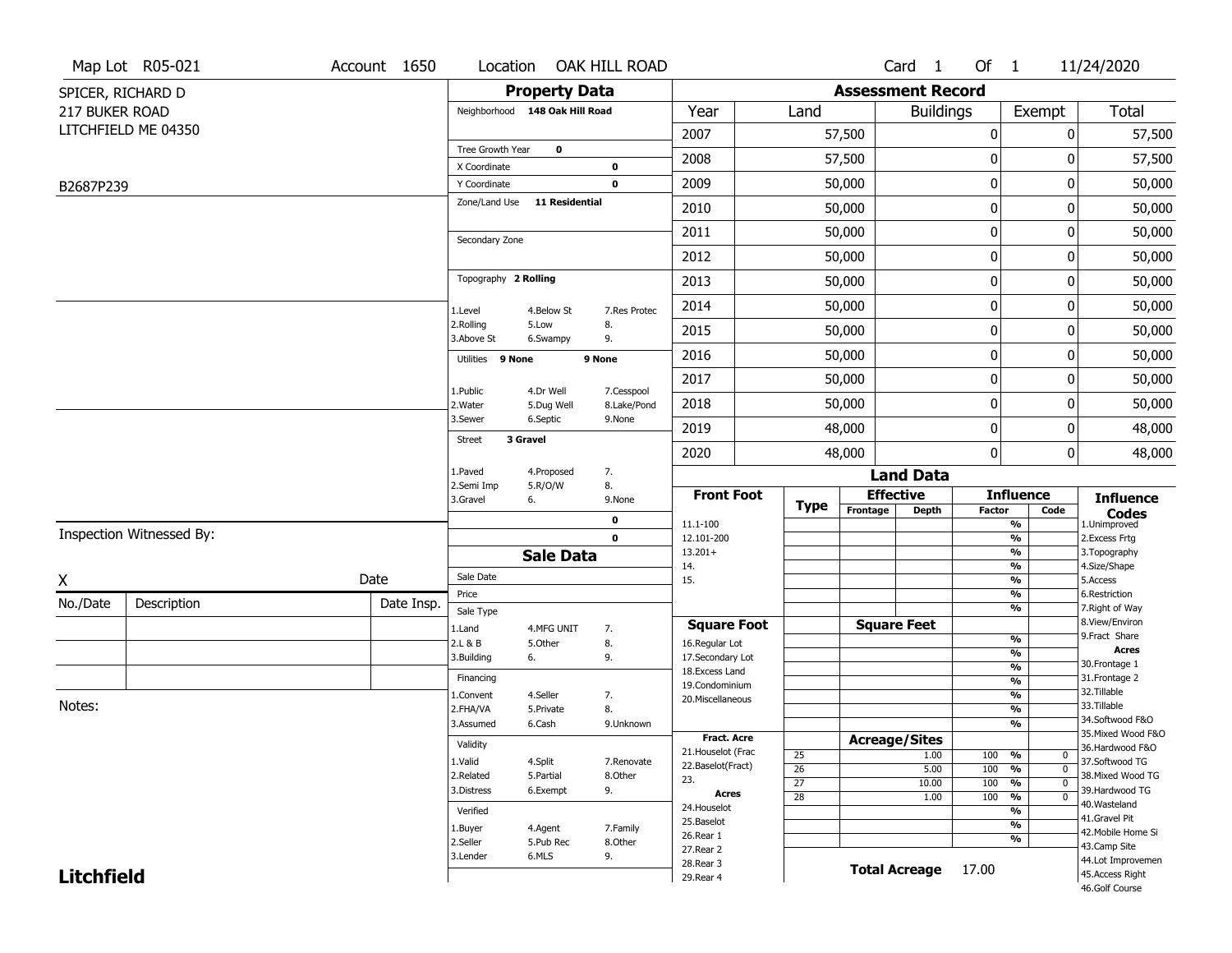Map Lot R05-021 | Account 1650 | Location OAK HILL ROAD | Card 1 Of 1 | 11/24/2020

SPICER, RICHARD D
217 BUKER ROAD
LITCHFIELD ME 04350

B2687P239

## Property Data

Neighborhood **148 Oak Hill Road**

Tree Growth Year **0**
X Coordinate **0**
Y Coordinate **0**
Zone/Land Use **11 Residential**

Secondary Zone

Topography **2 Rolling**

1.Level 4.Below St 7.Res Protec
2.Rolling 5.Low 8.
3.Above St 6.Swampy 9.

Utilities **9 None** **9 None**

1.Public 4.Dr Well 7.Cesspool
2.Water 5.Dug Well 8.Lake/Pond
3.Sewer 6.Septic 9.None

Street **3 Gravel**

1.Paved 4.Proposed 7.
2.Semi Imp 5.R/O/W 8.
3.Gravel 6. 9.None

**0**
**0**

## Assessment Record

| Year | Land | Buildings | Exempt | Total |
|---|---|---|---|---|
| 2007 | 57,500 | 0 | 0 | 57,500 |
| 2008 | 57,500 | 0 | 0 | 57,500 |
| 2009 | 50,000 | 0 | 0 | 50,000 |
| 2010 | 50,000 | 0 | 0 | 50,000 |
| 2011 | 50,000 | 0 | 0 | 50,000 |
| 2012 | 50,000 | 0 | 0 | 50,000 |
| 2013 | 50,000 | 0 | 0 | 50,000 |
| 2014 | 50,000 | 0 | 0 | 50,000 |
| 2015 | 50,000 | 0 | 0 | 50,000 |
| 2016 | 50,000 | 0 | 0 | 50,000 |
| 2017 | 50,000 | 0 | 0 | 50,000 |
| 2018 | 50,000 | 0 | 0 | 50,000 |
| 2019 | 48,000 | 0 | 0 | 48,000 |
| 2020 | 48,000 | 0 | 0 | 48,000 |

## Land Data

**Front Foot**: 11.1-100, 12.101-200, 13.201+, 14., 15.

**Square Foot**: 16.Regular Lot, 17.Secondary Lot, 18.Excess Land, 19.Condominium, 20.Miscellaneous

**Fract. Acre**: 21.Houselot (Frac, 22.Baselot(Fract), 23.

**Acres**: 24.Houselot, 25.Baselot, 26.Rear 1, 27.Rear 2, 28.Rear 3, 29.Rear 4

### Acreage/Sites

| Type | Acreage/Sites | Influence Factor | Code |
|---|---|---|---|
| 25 | 1.00 | 100 % | 0 |
| 26 | 5.00 | 100 % | 0 |
| 27 | 10.00 | 100 % | 0 |
| 28 | 1.00 | 100 % | 0 |

**Total Acreage** 17.00

**Influence Codes**: 1.Unimproved, 2.Excess Frtg, 3.Topography, 4.Size/Shape, 5.Access, 6.Restriction, 7.Right of Way, 8.View/Environ, 9.Fract Share

**Acres**: 30.Frontage 1, 31.Frontage 2, 32.Tillable, 33.Tillable, 34.Softwood F&O, 35.Mixed Wood F&O, 36.Hardwood F&O, 37.Softwood TG, 38.Mixed Wood TG, 39.Hardwood TG, 40.Wasteland, 41.Gravel Pit, 42.Mobile Home Si, 43.Camp Site, 44.Lot Improvemen, 45.Access Right, 46.Golf Course

## Sale Data

Sale Date
Price
Sale Type
1.Land 4.MFG UNIT 7.
2.L & B 5.Other 8.
3.Building 6. 9.

Financing
1.Convent 4.Seller 7.
2.FHA/VA 5.Private 8.
3.Assumed 6.Cash 9.Unknown

Validity
1.Valid 4.Split 7.Renovate
2.Related 5.Partial 8.Other
3.Distress 6.Exempt 9.

Verified
1.Buyer 4.Agent 7.Family
2.Seller 5.Pub Rec 8.Other
3.Lender 6.MLS 9.

Inspection Witnessed By:

X Date

| No./Date | Description | Date Insp. |
|---|---|---|
| | | |
| | | |
| | | |

Notes:

**Litchfield**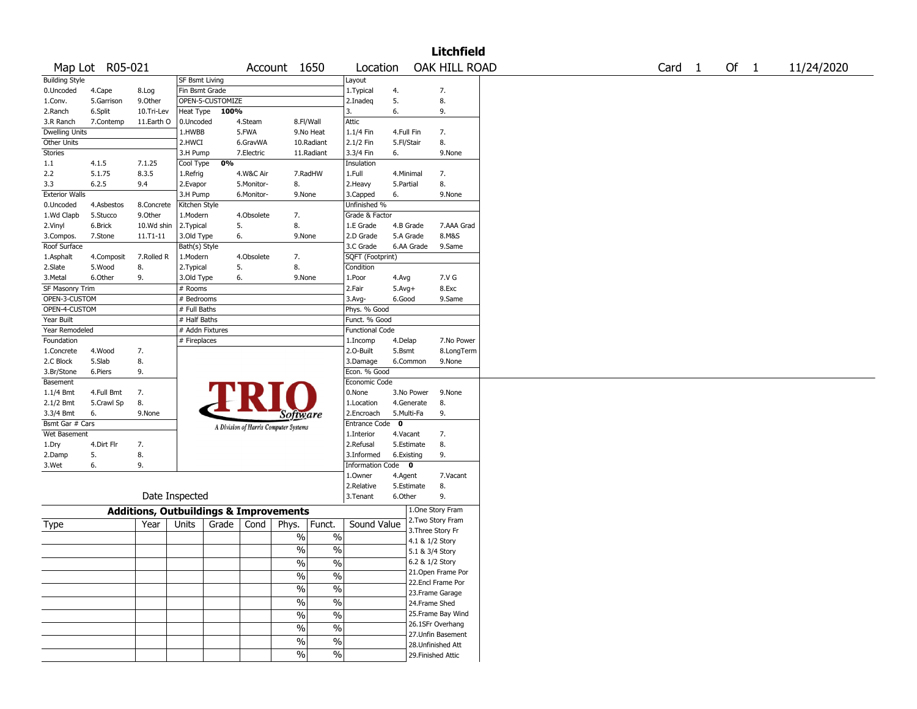# Litchfield

Map Lot R05-021 | Account 1650 | Location OAK HILL ROAD | Card 1 Of 1 | 11/24/2020

| Building Style | | | SF Bsmt Living | | | Layout | | |
|---|---|---|---|---|---|---|---|---|
| 0.Uncoded | 4.Cape | 8.Log | Fin Bsmt Grade | | | 1.Typical | 4. | 7. |
| 1.Conv. | 5.Garrison | 9.Other | OPEN-5-CUSTOMIZE | | | 2.Inadeq | 5. | 8. |
| 2.Ranch | 6.Split | 10.Tri-Lev | Heat Type 100% | | | 3. | 6. | 9. |
| 3.R Ranch | 7.Contemp | 11.Earth O | 0.Uncoded | 4.Steam | 8.Fl/Wall | Attic | | |
| Dwelling Units | | | 1.HWBB | 5.FWA | 9.No Heat | 1.1/4 Fin | 4.Full Fin | 7. |
| Other Units | | | 2.HWCI | 6.GravWA | 10.Radiant | 2.1/2 Fin | 5.Fl/Stair | 8. |
| Stories | | | 3.H Pump | 7.Electric | 11.Radiant | 3.3/4 Fin | 6. | 9.None |
| 1.1 | 4.1.5 | 7.1.25 | Cool Type 0% | | | Insulation | | |
| 2.2 | 5.1.75 | 8.3.5 | 1.Refrig | 4.W&C Air | 7.RadHW | 1.Full | 4.Minimal | 7. |
| 3.3 | 6.2.5 | 9.4 | 2.Evapor | 5.Monitor- | 8. | 2.Heavy | 5.Partial | 8. |
| Exterior Walls | | | 3.H Pump | 6.Monitor- | 9.None | 3.Capped | 6. | 9.None |
| 0.Uncoded | 4.Asbestos | 8.Concrete | Kitchen Style | | | Unfinished % | | |
| 1.Wd Clapb | 5.Stucco | 9.Other | 1.Modern | 4.Obsolete | 7. | Grade & Factor | | |
| 2.Vinyl | 6.Brick | 10.Wd shin | 2.Typical | 5. | 8. | 1.E Grade | 4.B Grade | 7.AAA Grad |
| 3.Compos. | 7.Stone | 11.T1-11 | 3.Old Type | 6. | 9.None | 2.D Grade | 5.A Grade | 8.M&S |
| Roof Surface | | | Bath(s) Style | | | 3.C Grade | 6.AA Grade | 9.Same |
| 1.Asphalt | 4.Composit | 7.Rolled R | 1.Modern | 4.Obsolete | 7. | SQFT (Footprint) | | |
| 2.Slate | 5.Wood | 8. | 2.Typical | 5. | 8. | Condition | | |
| 3.Metal | 6.Other | 9. | 3.Old Type | 6. | 9.None | 1.Poor | 4.Avg | 7.V G |
| SF Masonry Trim | | | # Rooms | | | 2.Fair | 5.Avg+ | 8.Exc |
| OPEN-3-CUSTOM | | | # Bedrooms | | | 3.Avg- | 6.Good | 9.Same |
| OPEN-4-CUSTOM | | | # Full Baths | | | Phys. % Good | | |
| Year Built | | | # Half Baths | | | Funct. % Good | | |
| Year Remodeled | | | # Addn Fixtures | | | Functional Code | | |
| Foundation | | | # Fireplaces | | | 1.Incomp | 4.Delap | 7.No Power |
| 1.Concrete | 4.Wood | 7. | | | | 2.O-Built | 5.Bsmt | 8.LongTerm |
| 2.C Block | 5.Slab | 8. | | | | 3.Damage | 6.Common | 9.None |
| 3.Br/Stone | 6.Piers | 9. | | | | Econ. % Good | | |
| Basement | | | | | | Economic Code | | |
| 1.1/4 Bmt | 4.Full Bmt | 7. | | | | 0.None | 3.No Power | 9.None |
| 2.1/2 Bmt | 5.Crawl Sp | 8. | | | | 1.Location | 4.Generate | 8. |
| 3.3/4 Bmt | 6. | 9.None | | | | 2.Encroach | 5.Multi-Fa | 9. |
| Bsmt Gar # Cars | | | | | | Entrance Code 0 | | |
| Wet Basement | | | | | | 1.Interior | 4.Vacant | 7. |
| 1.Dry | 4.Dirt Flr | 7. | | | | 2.Refusal | 5.Estimate | 8. |
| 2.Damp | 5. | 8. | | | | 3.Informed | 6.Existing | 9. |
| 3.Wet | 6. | 9. | | | | Information Code 0 | | |
| | | | | | | 1.Owner | 4.Agent | 7.Vacant |
| | | | | | | 2.Relative | 5.Estimate | 8. |
| Date Inspected | | | | | | 3.Tenant | 6.Other | 9. |

TRIO Software — A Division of Harris Computer Systems

## Additions, Outbuildings & Improvements

| Type | Year | Units | Grade | Cond | Phys. | Funct. | Sound Value | |
|---|---|---|---|---|---|---|---|---|
| | | | | | % | % | | 1.One Story Fram |
| | | | | | % | % | | 2.Two Story Fram |
| | | | | | % | % | | 3.Three Story Fr |
| | | | | | % | % | | 4.1 & 1/2 Story |
| | | | | | % | % | | 5.1 & 3/4 Story |
| | | | | | % | % | | 6.2 & 1/2 Story |
| | | | | | % | % | | 21.Open Frame Por |
| | | | | | % | % | | 22.Encl Frame Por |
| | | | | | % | % | | 23.Frame Garage |
| | | | | | % | % | | 24.Frame Shed |
| | | | | | | | | 25.Frame Bay Wind |
| | | | | | | | | 26.1SFr Overhang |
| | | | | | | | | 27.Unfin Basement |
| | | | | | | | | 28.Unfinished Att |
| | | | | | | | | 29.Finished Attic |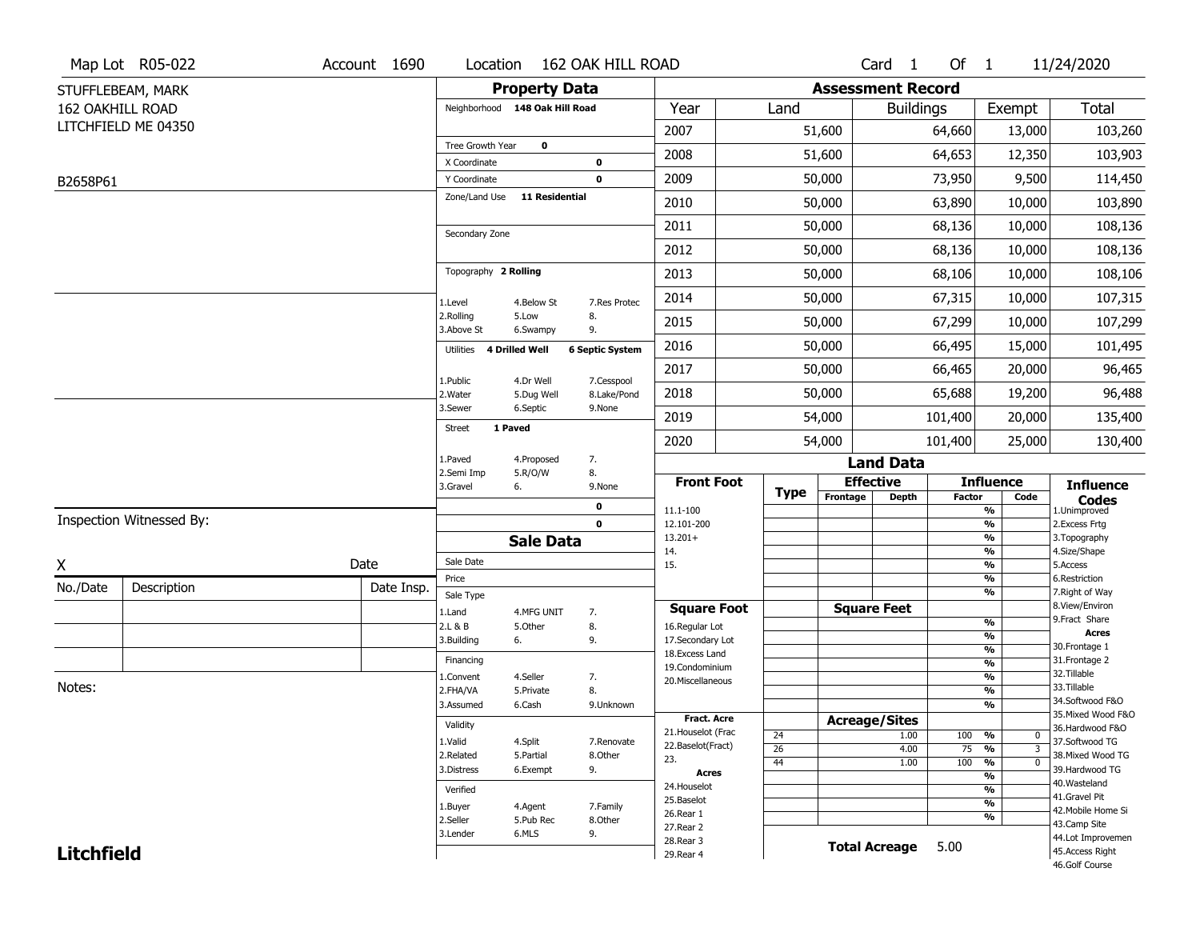Map Lot R05-022 | Account 1690 | Location 162 OAK HILL ROAD | Card 1 Of 1 | 11/24/2020

STUFFLEBEAM, MARK
162 OAKHILL ROAD
LITCHFIELD ME 04350

B2658P61

## Property Data

Neighborhood 148 Oak Hill Road

Tree Growth Year 0
X Coordinate 0
Y Coordinate 0
Zone/Land Use 11 Residential

Secondary Zone

Topography 2 Rolling

1.Level 4.Below St 7.Res Protec
2.Rolling 5.Low 8.
3.Above St 6.Swampy 9.

Utilities 4 Drilled Well 6 Septic System

1.Public 4.Dr Well 7.Cesspool
2.Water 5.Dug Well 8.Lake/Pond
3.Sewer 6.Septic 9.None

Street 1 Paved

1.Paved 4.Proposed 7.
2.Semi Imp 5.R/O/W 8.
3.Gravel 6. 9.None

0
0

## Sale Data

Sale Date
Price
Sale Type
1.Land 4.MFG UNIT 7.
2.L & B 5.Other 8.
3.Building 6. 9.

Financing
1.Convent 4.Seller 7.
2.FHA/VA 5.Private 8.
3.Assumed 6.Cash 9.Unknown

Validity
1.Valid 4.Split 7.Renovate
2.Related 5.Partial 8.Other
3.Distress 6.Exempt 9.

Verified
1.Buyer 4.Agent 7.Family
2.Seller 5.Pub Rec 8.Other
3.Lender 6.MLS 9.

## Assessment Record

| Year | Land | Buildings | Exempt | Total |
|---|---|---|---|---|
| 2007 | 51,600 | 64,660 | 13,000 | 103,260 |
| 2008 | 51,600 | 64,653 | 12,350 | 103,903 |
| 2009 | 50,000 | 73,950 | 9,500 | 114,450 |
| 2010 | 50,000 | 63,890 | 10,000 | 103,890 |
| 2011 | 50,000 | 68,136 | 10,000 | 108,136 |
| 2012 | 50,000 | 68,136 | 10,000 | 108,136 |
| 2013 | 50,000 | 68,106 | 10,000 | 108,106 |
| 2014 | 50,000 | 67,315 | 10,000 | 107,315 |
| 2015 | 50,000 | 67,299 | 10,000 | 107,299 |
| 2016 | 50,000 | 66,495 | 15,000 | 101,495 |
| 2017 | 50,000 | 66,465 | 20,000 | 96,465 |
| 2018 | 50,000 | 65,688 | 19,200 | 96,488 |
| 2019 | 54,000 | 101,400 | 20,000 | 135,400 |
| 2020 | 54,000 | 101,400 | 25,000 | 130,400 |

## Land Data

Front Foot: 11.1-100, 12.101-200, 13.201+, 14., 15.

Square Foot: 16.Regular Lot, 17.Secondary Lot, 18.Excess Land, 19.Condominium, 20.Miscellaneous

Fract. Acre: 21.Houselot (Frac, 22.Baselot(Fract), 23.

Acres: 24.Houselot, 25.Baselot, 26.Rear 1, 27.Rear 2, 28.Rear 3, 29.Rear 4

### Acreage/Sites

| Type | Acreage/Sites | Influence Factor | Code |
|---|---|---|---|
| 24 | 1.00 | 100 % | 0 |
| 26 | 4.00 | 75 % | 3 |
| 44 | 1.00 | 100 % | 0 |

Total Acreage 5.00

### Influence Codes

1.Unimproved
2.Excess Frtg
3.Topography
4.Size/Shape
5.Access
6.Restriction
7.Right of Way
8.View/Environ
9.Fract Share

**Acres**
30.Frontage 1
31.Frontage 2
32.Tillable
33.Tillable
34.Softwood F&O
35.Mixed Wood F&O
36.Hardwood F&O
37.Softwood TG
38.Mixed Wood TG
39.Hardwood TG
40.Wasteland
41.Gravel Pit
42.Mobile Home Si
43.Camp Site
44.Lot Improvemen
45.Access Right
46.Golf Course

Inspection Witnessed By:

X Date

| No./Date | Description | Date Insp. |
|---|---|---|
| | | |
| | | |
| | | |

Notes:

**Litchfield**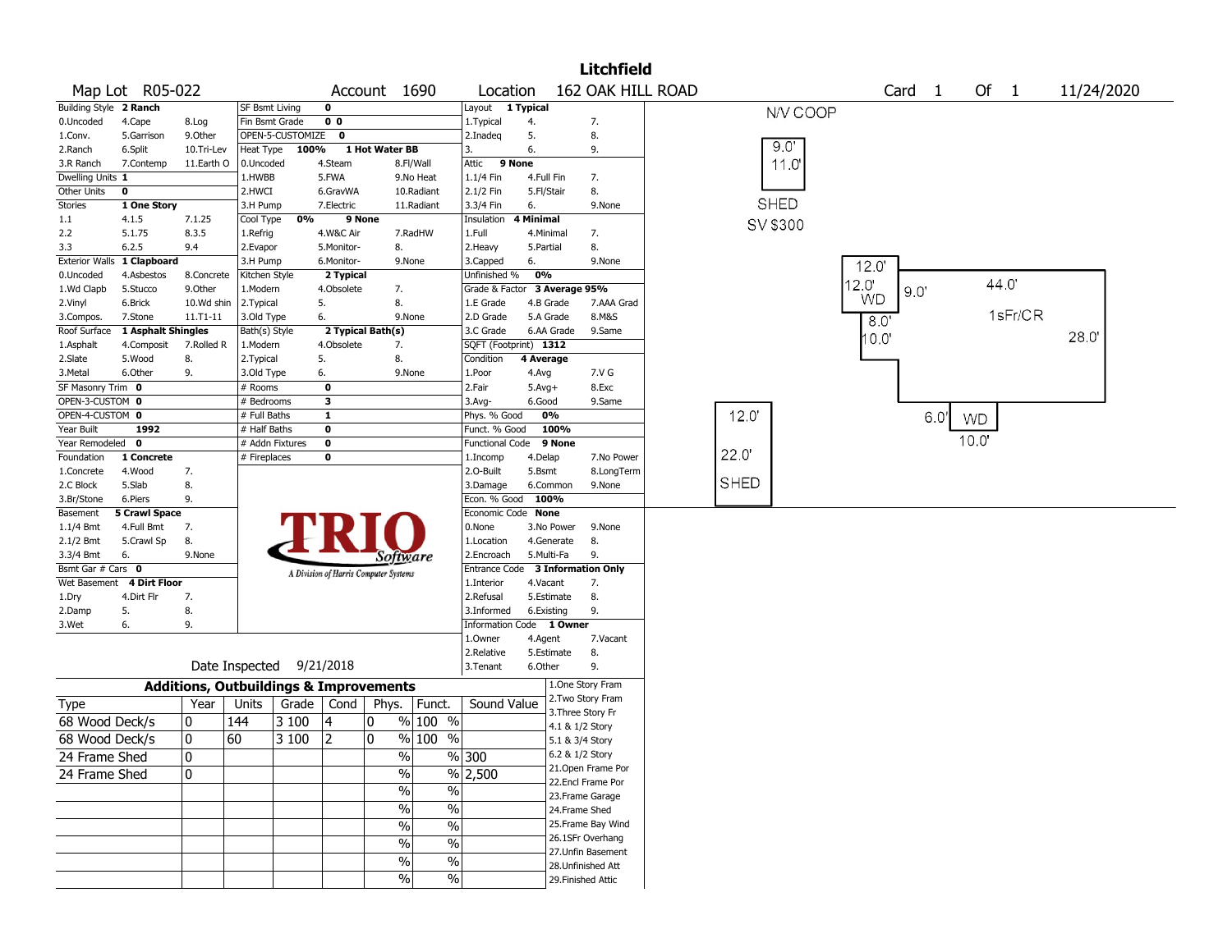# Litchfield

Map Lot R05-022 | Account 1690 | Location 162 OAK HILL ROAD | Card 1 Of 1 | 11/24/2020

| | | | | | | | | |
|---|---|---|---|---|---|---|---|---|
| Building Style **2 Ranch** | | | SF Bsmt Living **0** | | | Layout **1 Typical** | | |
| 0.Uncoded | 4.Cape | 8.Log | Fin Bsmt Grade **0 0** | | | 1.Typical | 4. | 7. |
| 1.Conv. | 5.Garrison | 9.Other | OPEN-5-CUSTOMIZE **0** | | | 2.Inadeq | 5. | 8. |
| 2.Ranch | 6.Split | 10.Tri-Lev | Heat Type **100%** **1 Hot Water BB** | | | 3. | 6. | 9. |
| 3.R Ranch | 7.Contemp | 11.Earth O | 0.Uncoded | 4.Steam | 8.Fl/Wall | Attic **9 None** | | |
| Dwelling Units **1** | | | 1.HWBB | 5.FWA | 9.No Heat | 1.1/4 Fin | 4.Full Fin | 7. |
| Other Units **0** | | | 2.HWCI | 6.GravWA | 10.Radiant | 2.1/2 Fin | 5.Fl/Stair | 8. |
| Stories **1 One Story** | | | 3.H Pump | 7.Electric | 11.Radiant | 3.3/4 Fin | 6. | 9.None |
| 1.1 | 4.1.5 | 7.1.25 | Cool Type **0%** **9 None** | | | Insulation **4 Minimal** | | |
| 2.2 | 5.1.75 | 8.3.5 | 1.Refrig | 4.W&C Air | 7.RadHW | 1.Full | 4.Minimal | 7. |
| 3.3 | 6.2.5 | 9.4 | 2.Evapor | 5.Monitor- | 8. | 2.Heavy | 5.Partial | 8. |
| Exterior Walls **1 Clapboard** | | | 3.H Pump | 6.Monitor- | 9.None | 3.Capped | 6. | 9.None |
| 0.Uncoded | 4.Asbestos | 8.Concrete | Kitchen Style **2 Typical** | | | Unfinished % **0%** | | |
| 1.Wd Clapb | 5.Stucco | 9.Other | 1.Modern | 4.Obsolete | 7. | Grade & Factor **3 Average 95%** | | |
| 2.Vinyl | 6.Brick | 10.Wd shin | 2.Typical | 5. | 8. | 1.E Grade | 4.B Grade | 7.AAA Grad |
| 3.Compos. | 7.Stone | 11.T1-11 | 3.Old Type | 6. | 9.None | 2.D Grade | 5.A Grade | 8.M&S |
| Roof Surface **1 Asphalt Shingles** | | | Bath(s) Style **2 Typical Bath(s)** | | | 3.C Grade | 6.AA Grade | 9.Same |
| 1.Asphalt | 4.Composit | 7.Rolled R | 1.Modern | 4.Obsolete | 7. | SQFT (Footprint) **1312** | | |
| 2.Slate | 5.Wood | 8. | 2.Typical | 5. | 8. | Condition **4 Average** | | |
| 3.Metal | 6.Other | 9. | 3.Old Type | 6. | 9.None | 1.Poor | 4.Avg | 7.V G |
| SF Masonry Trim **0** | | | # Rooms **0** | | | 2.Fair | 5.Avg+ | 8.Exc |
| OPEN-3-CUSTOM **0** | | | # Bedrooms **3** | | | 3.Avg- | 6.Good | 9.Same |
| OPEN-4-CUSTOM **0** | | | # Full Baths **1** | | | Phys. % Good **0%** | | |
| Year Built **1992** | | | # Half Baths **0** | | | Funct. % Good **100%** | | |
| Year Remodeled **0** | | | # Addn Fixtures **0** | | | Functional Code **9 None** | | |
| Foundation **1 Concrete** | | | # Fireplaces **0** | | | 1.Incomp | 4.Delap | 7.No Power |
| 1.Concrete | 4.Wood | 7. | | | | 2.O-Built | 5.Bsmt | 8.LongTerm |
| 2.C Block | 5.Slab | 8. | | | | 3.Damage | 6.Common | 9.None |
| 3.Br/Stone | 6.Piers | 9. | | | | Econ. % Good **100%** | | |
| Basement **5 Crawl Space** | | | | | | Economic Code **None** | | |
| 1.1/4 Bmt | 4.Full Bmt | 7. | | | | 0.None | 3.No Power | 9.None |
| 2.1/2 Bmt | 5.Crawl Sp | 8. | | | | 1.Location | 4.Generate | 8. |
| 3.3/4 Bmt | 6. | 9.None | | | | 2.Encroach | 5.Multi-Fa | 9. |
| Bsmt Gar # Cars **0** | | | | | | Entrance Code **3 Information Only** | | |
| Wet Basement **4 Dirt Floor** | | | | | | 1.Interior | 4.Vacant | 7. |
| 1.Dry | 4.Dirt Flr | 7. | | | | 2.Refusal | 5.Estimate | 8. |
| 2.Damp | 5. | 8. | | | | 3.Informed | 6.Existing | 9. |
| 3.Wet | 6. | 9. | | | | Information Code **1 Owner** | | |
| | | | | | | 1.Owner | 4.Agent | 7.Vacant |
| | | | | | | 2.Relative | 5.Estimate | 8. |
| Date Inspected 9/21/2018 | | | | | | 3.Tenant | 6.Other | 9. |

TRIO Software — A Division of Harris Computer Systems

## Additions, Outbuildings & Improvements

| Type | Year | Units | Grade | Cond | Phys. | Funct. | Sound Value |
|---|---|---|---|---|---|---|---|
| 68 Wood Deck/s | 0 | 144 | 3 100 | 4 | 0 % | 100 % | |
| 68 Wood Deck/s | 0 | 60 | 3 100 | 2 | 0 % | 100 % | |
| 24 Frame Shed | 0 | | | | % | % | 300 |
| 24 Frame Shed | 0 | | | | % | % | 2,500 |
| | | | | | % | % | |
| | | | | | % | % | |
| | | | | | % | % | |
| | | | | | % | % | |
| | | | | | % | % | |
| | | | | | % | % | |

1.One Story Fram
2.Two Story Fram
3.Three Story Fr
4.1 & 1/2 Story
5.1 & 3/4 Story
6.2 & 1/2 Story
21.Open Frame Por
22.Encl Frame Por
23.Frame Garage
24.Frame Shed
25.Frame Bay Wind
26.1SFr Overhang
27.Unfin Basement
28.Unfinished Att
29.Finished Attic

N/V COOP
9.0'
11.0'
SHED
SV $300
12.0'
12.0'
WD
9.0'
44.0'
1sFr/CR
8.0'
10.0'
28.0'
12.0'
22.0'
SHED
6.0'
WD
10.0'